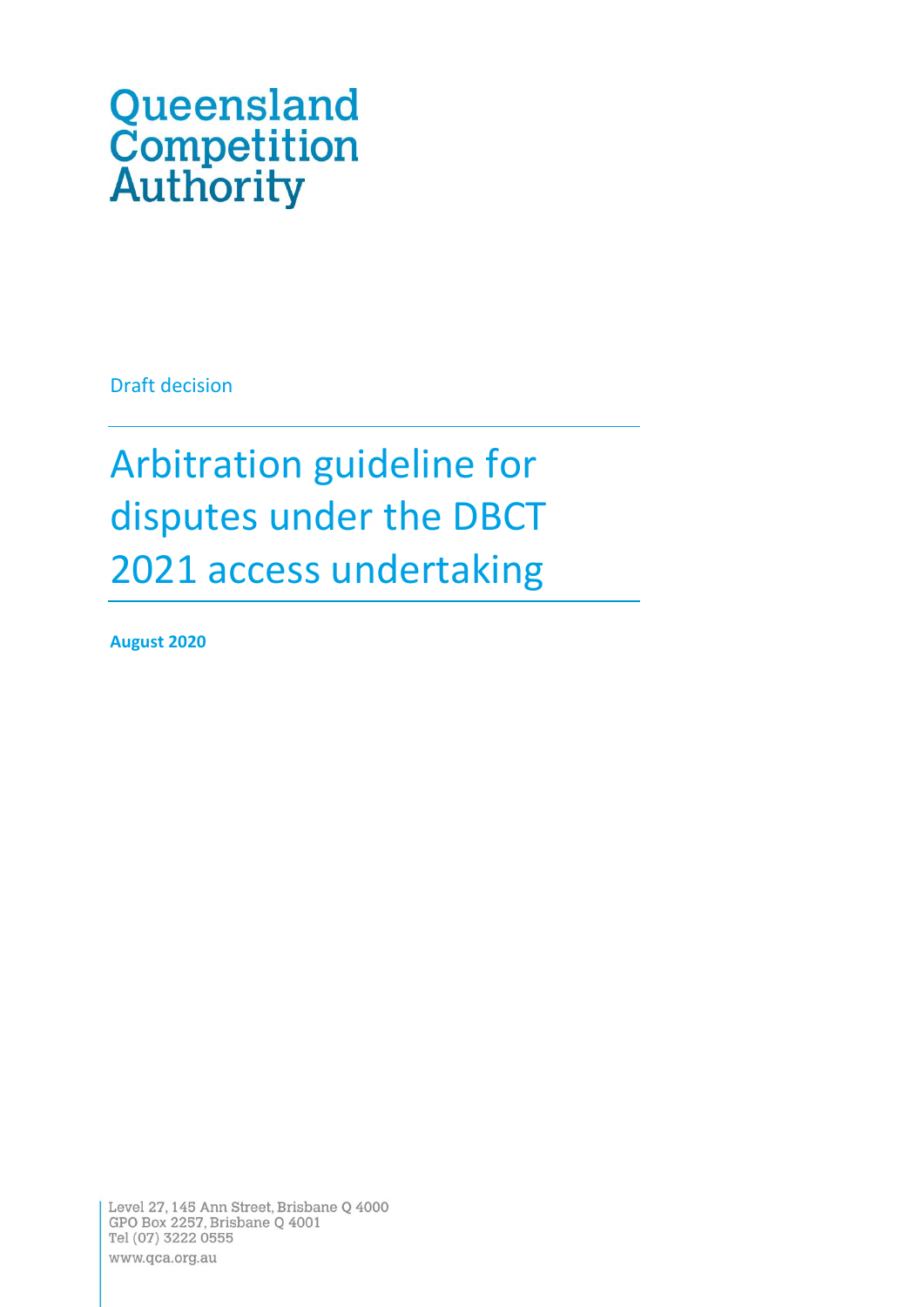Queensland Competition Authority

Draft decision

# Arbitration guideline for disputes under the DBCT 2021 access undertaking

**August 2020**

Level 27, 145 Ann Street, Brisbane Q 4000
GPO Box 2257, Brisbane Q 4001
Tel (07) 3222 0555
www.qca.org.au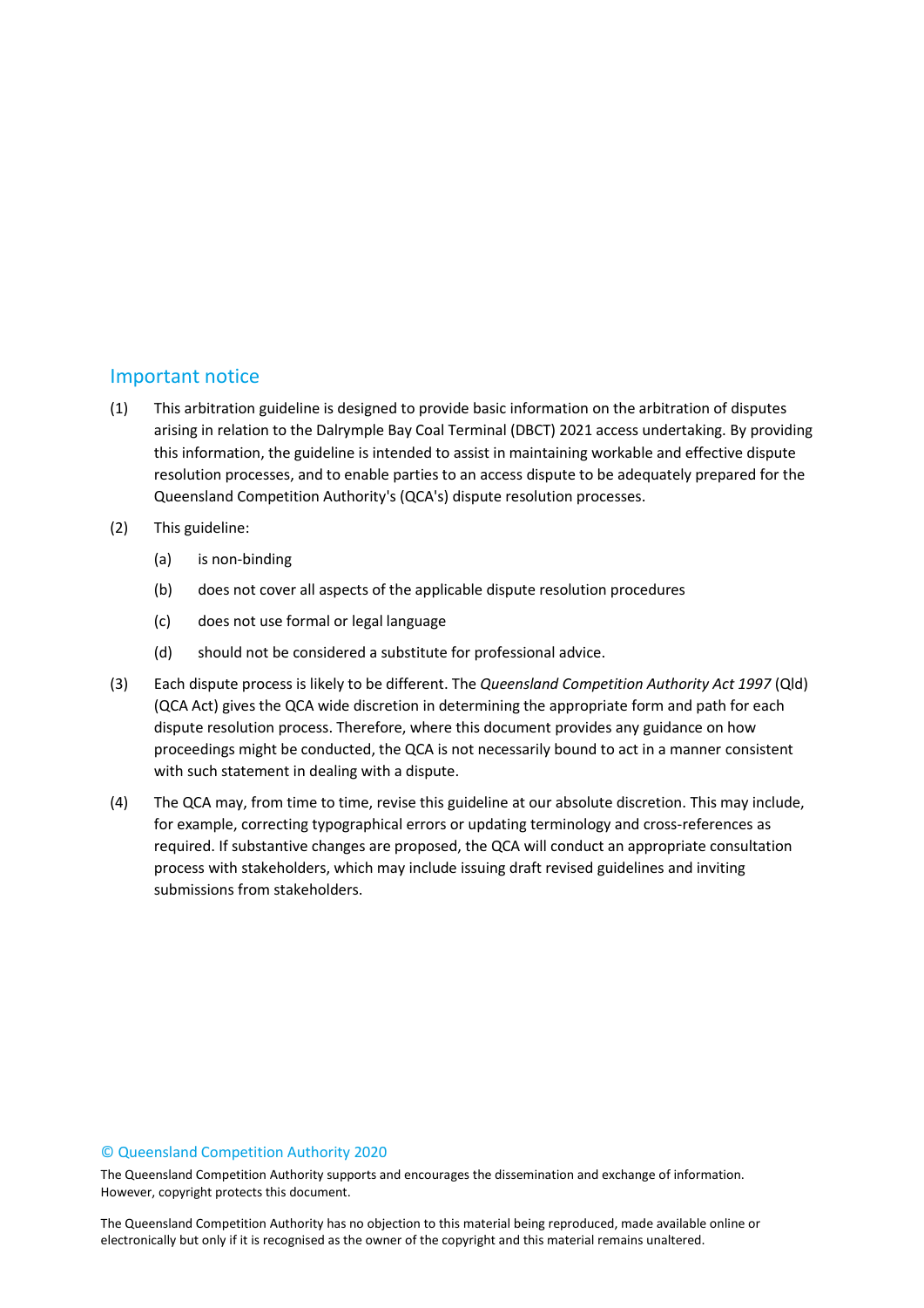## Important notice

(1) This arbitration guideline is designed to provide basic information on the arbitration of disputes arising in relation to the Dalrymple Bay Coal Terminal (DBCT) 2021 access undertaking. By providing this information, the guideline is intended to assist in maintaining workable and effective dispute resolution processes, and to enable parties to an access dispute to be adequately prepared for the Queensland Competition Authority's (QCA's) dispute resolution processes.

(2) This guideline:

  (a) is non-binding

  (b) does not cover all aspects of the applicable dispute resolution procedures

  (c) does not use formal or legal language

  (d) should not be considered a substitute for professional advice.

(3) Each dispute process is likely to be different. The *Queensland Competition Authority Act 1997* (Qld) (QCA Act) gives the QCA wide discretion in determining the appropriate form and path for each dispute resolution process. Therefore, where this document provides any guidance on how proceedings might be conducted, the QCA is not necessarily bound to act in a manner consistent with such statement in dealing with a dispute.

(4) The QCA may, from time to time, revise this guideline at our absolute discretion. This may include, for example, correcting typographical errors or updating terminology and cross-references as required. If substantive changes are proposed, the QCA will conduct an appropriate consultation process with stakeholders, which may include issuing draft revised guidelines and inviting submissions from stakeholders.

© Queensland Competition Authority 2020

The Queensland Competition Authority supports and encourages the dissemination and exchange of information. However, copyright protects this document.

The Queensland Competition Authority has no objection to this material being reproduced, made available online or electronically but only if it is recognised as the owner of the copyright and this material remains unaltered.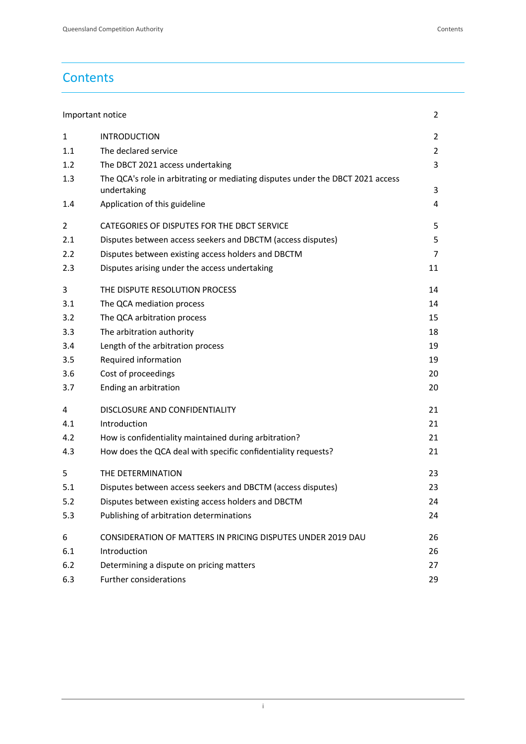# Contents

| | | |
|---|---|---|
| Important notice | | 2 |
| 1 | INTRODUCTION | 2 |
| 1.1 | The declared service | 2 |
| 1.2 | The DBCT 2021 access undertaking | 3 |
| 1.3 | The QCA's role in arbitrating or mediating disputes under the DBCT 2021 access undertaking | 3 |
| 1.4 | Application of this guideline | 4 |
| 2 | CATEGORIES OF DISPUTES FOR THE DBCT SERVICE | 5 |
| 2.1 | Disputes between access seekers and DBCTM (access disputes) | 5 |
| 2.2 | Disputes between existing access holders and DBCTM | 7 |
| 2.3 | Disputes arising under the access undertaking | 11 |
| 3 | THE DISPUTE RESOLUTION PROCESS | 14 |
| 3.1 | The QCA mediation process | 14 |
| 3.2 | The QCA arbitration process | 15 |
| 3.3 | The arbitration authority | 18 |
| 3.4 | Length of the arbitration process | 19 |
| 3.5 | Required information | 19 |
| 3.6 | Cost of proceedings | 20 |
| 3.7 | Ending an arbitration | 20 |
| 4 | DISCLOSURE AND CONFIDENTIALITY | 21 |
| 4.1 | Introduction | 21 |
| 4.2 | How is confidentiality maintained during arbitration? | 21 |
| 4.3 | How does the QCA deal with specific confidentiality requests? | 21 |
| 5 | THE DETERMINATION | 23 |
| 5.1 | Disputes between access seekers and DBCTM (access disputes) | 23 |
| 5.2 | Disputes between existing access holders and DBCTM | 24 |
| 5.3 | Publishing of arbitration determinations | 24 |
| 6 | CONSIDERATION OF MATTERS IN PRICING DISPUTES UNDER 2019 DAU | 26 |
| 6.1 | Introduction | 26 |
| 6.2 | Determining a dispute on pricing matters | 27 |
| 6.3 | Further considerations | 29 |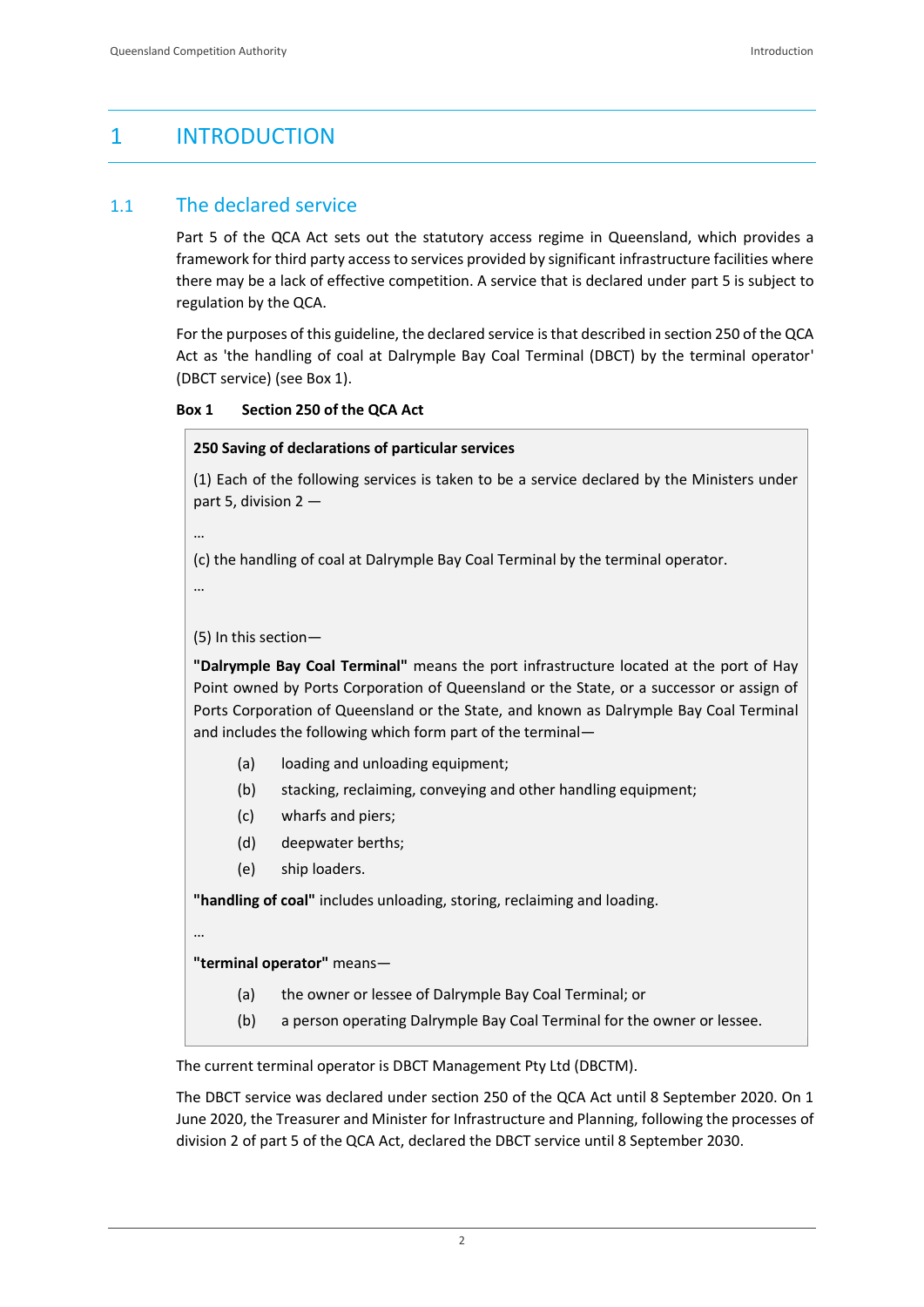# 1 INTRODUCTION

## 1.1 The declared service

Part 5 of the QCA Act sets out the statutory access regime in Queensland, which provides a framework for third party access to services provided by significant infrastructure facilities where there may be a lack of effective competition. A service that is declared under part 5 is subject to regulation by the QCA.

For the purposes of this guideline, the declared service is that described in section 250 of the QCA Act as 'the handling of coal at Dalrymple Bay Coal Terminal (DBCT) by the terminal operator' (DBCT service) (see Box 1).

**Box 1 Section 250 of the QCA Act**

> **250 Saving of declarations of particular services**
>
> (1) Each of the following services is taken to be a service declared by the Ministers under part 5, division 2 —
>
> …
>
> (c) the handling of coal at Dalrymple Bay Coal Terminal by the terminal operator.
>
> …
>
> (5) In this section—
>
> **"Dalrymple Bay Coal Terminal"** means the port infrastructure located at the port of Hay Point owned by Ports Corporation of Queensland or the State, or a successor or assign of Ports Corporation of Queensland or the State, and known as Dalrymple Bay Coal Terminal and includes the following which form part of the terminal—
>
> (a) loading and unloading equipment;
>
> (b) stacking, reclaiming, conveying and other handling equipment;
>
> (c) wharfs and piers;
>
> (d) deepwater berths;
>
> (e) ship loaders.
>
> **"handling of coal"** includes unloading, storing, reclaiming and loading.
>
> …
>
> **"terminal operator"** means—
>
> (a) the owner or lessee of Dalrymple Bay Coal Terminal; or
>
> (b) a person operating Dalrymple Bay Coal Terminal for the owner or lessee.

The current terminal operator is DBCT Management Pty Ltd (DBCTM).

The DBCT service was declared under section 250 of the QCA Act until 8 September 2020. On 1 June 2020, the Treasurer and Minister for Infrastructure and Planning, following the processes of division 2 of part 5 of the QCA Act, declared the DBCT service until 8 September 2030.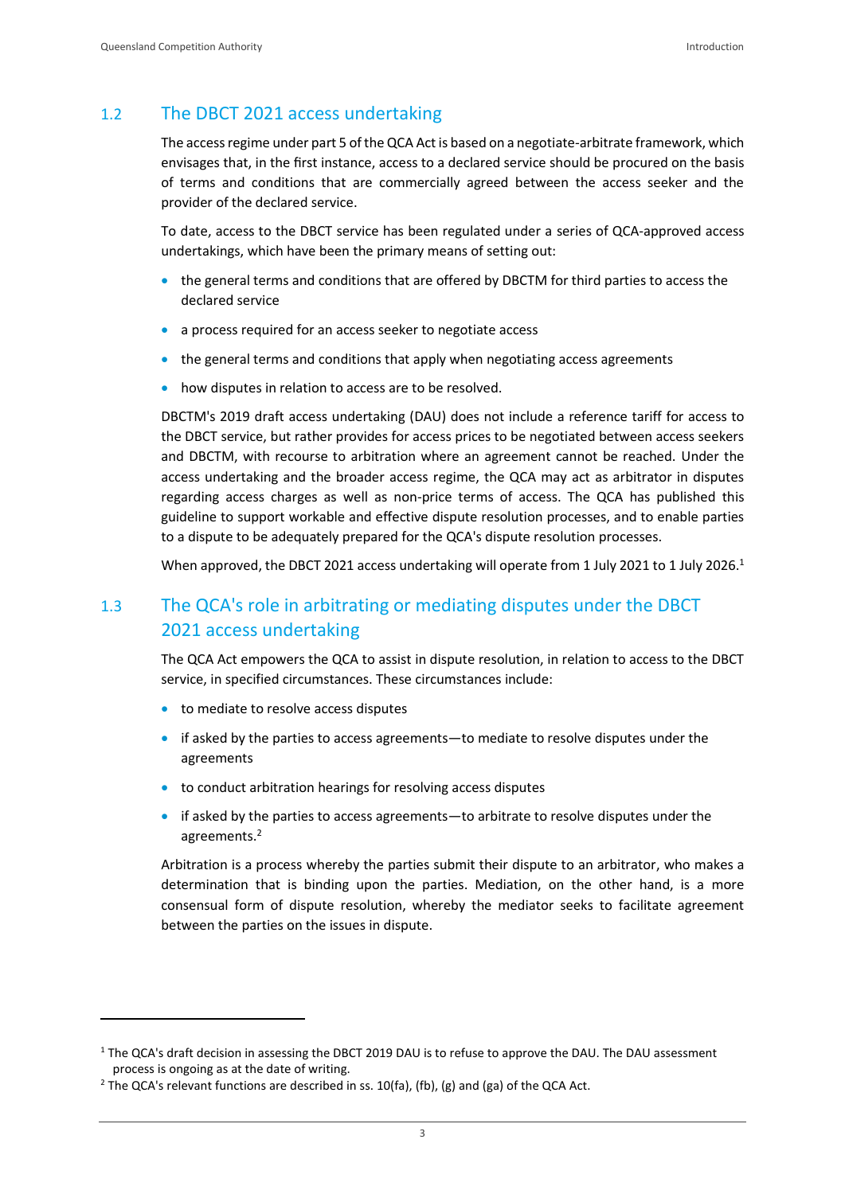## 1.2 The DBCT 2021 access undertaking

The access regime under part 5 of the QCA Act is based on a negotiate-arbitrate framework, which envisages that, in the first instance, access to a declared service should be procured on the basis of terms and conditions that are commercially agreed between the access seeker and the provider of the declared service.

To date, access to the DBCT service has been regulated under a series of QCA-approved access undertakings, which have been the primary means of setting out:

- the general terms and conditions that are offered by DBCTM for third parties to access the declared service
- a process required for an access seeker to negotiate access
- the general terms and conditions that apply when negotiating access agreements
- how disputes in relation to access are to be resolved.

DBCTM's 2019 draft access undertaking (DAU) does not include a reference tariff for access to the DBCT service, but rather provides for access prices to be negotiated between access seekers and DBCTM, with recourse to arbitration where an agreement cannot be reached. Under the access undertaking and the broader access regime, the QCA may act as arbitrator in disputes regarding access charges as well as non-price terms of access. The QCA has published this guideline to support workable and effective dispute resolution processes, and to enable parties to a dispute to be adequately prepared for the QCA's dispute resolution processes.

When approved, the DBCT 2021 access undertaking will operate from 1 July 2021 to 1 July 2026.[1]

## 1.3 The QCA's role in arbitrating or mediating disputes under the DBCT 2021 access undertaking

The QCA Act empowers the QCA to assist in dispute resolution, in relation to access to the DBCT service, in specified circumstances. These circumstances include:

- to mediate to resolve access disputes
- if asked by the parties to access agreements—to mediate to resolve disputes under the agreements
- to conduct arbitration hearings for resolving access disputes
- if asked by the parties to access agreements—to arbitrate to resolve disputes under the agreements.[2]

Arbitration is a process whereby the parties submit their dispute to an arbitrator, who makes a determination that is binding upon the parties. Mediation, on the other hand, is a more consensual form of dispute resolution, whereby the mediator seeks to facilitate agreement between the parties on the issues in dispute.

---

[1] The QCA's draft decision in assessing the DBCT 2019 DAU is to refuse to approve the DAU. The DAU assessment process is ongoing as at the date of writing.

[2] The QCA's relevant functions are described in ss. 10(fa), (fb), (g) and (ga) of the QCA Act.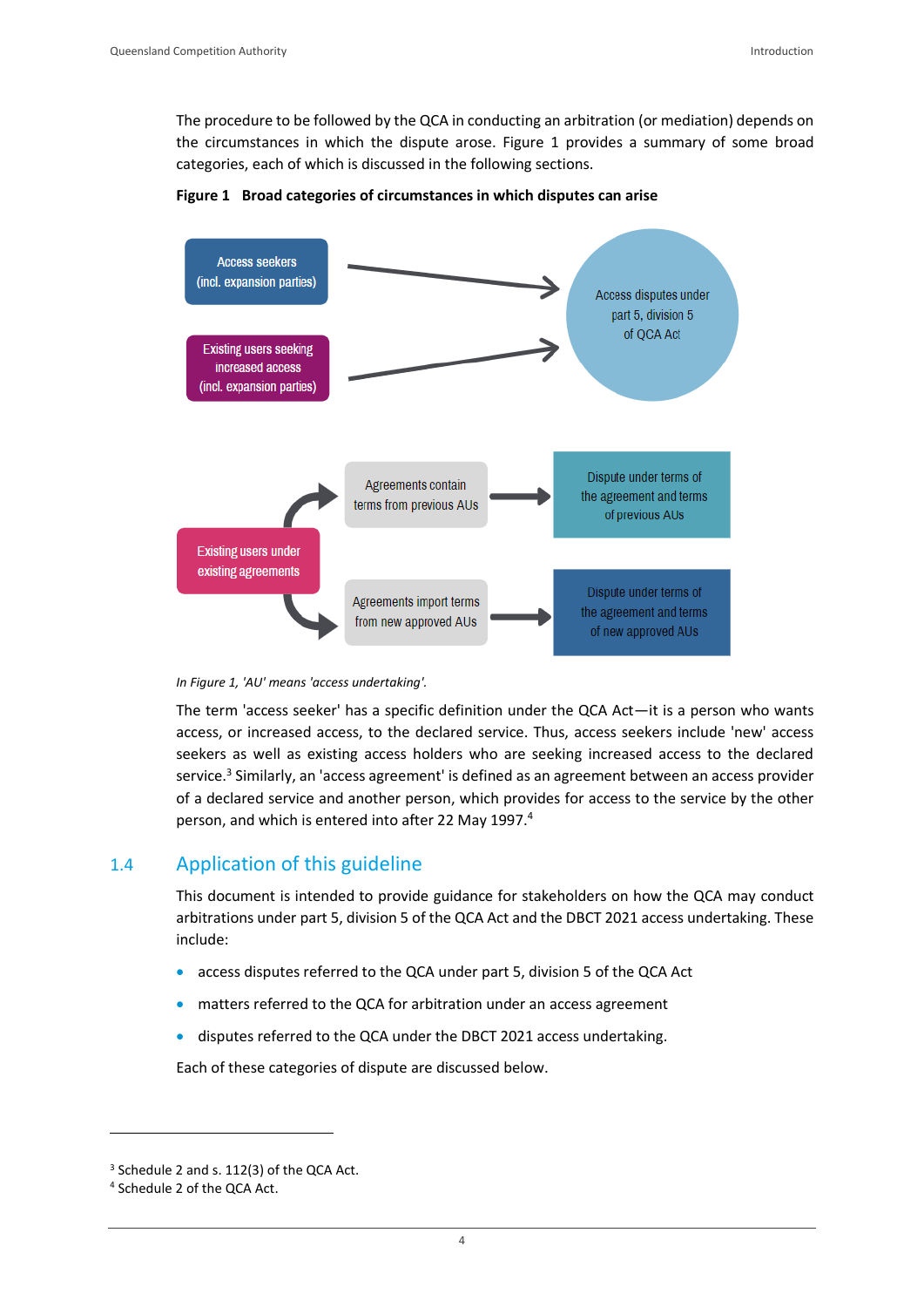The procedure to be followed by the QCA in conducting an arbitration (or mediation) depends on the circumstances in which the dispute arose. Figure 1 provides a summary of some broad categories, each of which is discussed in the following sections.

**Figure 1 Broad categories of circumstances in which disputes can arise**

Access seekers (incl. expansion parties)

Existing users seeking increased access (incl. expansion parties)

Access disputes under part 5, division 5 of QCA Act

Existing users under existing agreements

Agreements contain terms from previous AUs

Dispute under terms of the agreement and terms of previous AUs

Agreements import terms from new approved AUs

Dispute under terms of the agreement and terms of new approved AUs

*In Figure 1, 'AU' means 'access undertaking'.*

The term 'access seeker' has a specific definition under the QCA Act—it is a person who wants access, or increased access, to the declared service. Thus, access seekers include 'new' access seekers as well as existing access holders who are seeking increased access to the declared service.[3] Similarly, an 'access agreement' is defined as an agreement between an access provider of a declared service and another person, which provides for access to the service by the other person, and which is entered into after 22 May 1997.[4]

## 1.4 Application of this guideline

This document is intended to provide guidance for stakeholders on how the QCA may conduct arbitrations under part 5, division 5 of the QCA Act and the DBCT 2021 access undertaking. These include:

- access disputes referred to the QCA under part 5, division 5 of the QCA Act
- matters referred to the QCA for arbitration under an access agreement
- disputes referred to the QCA under the DBCT 2021 access undertaking.

Each of these categories of dispute are discussed below.

---

[3] Schedule 2 and s. 112(3) of the QCA Act.

[4] Schedule 2 of the QCA Act.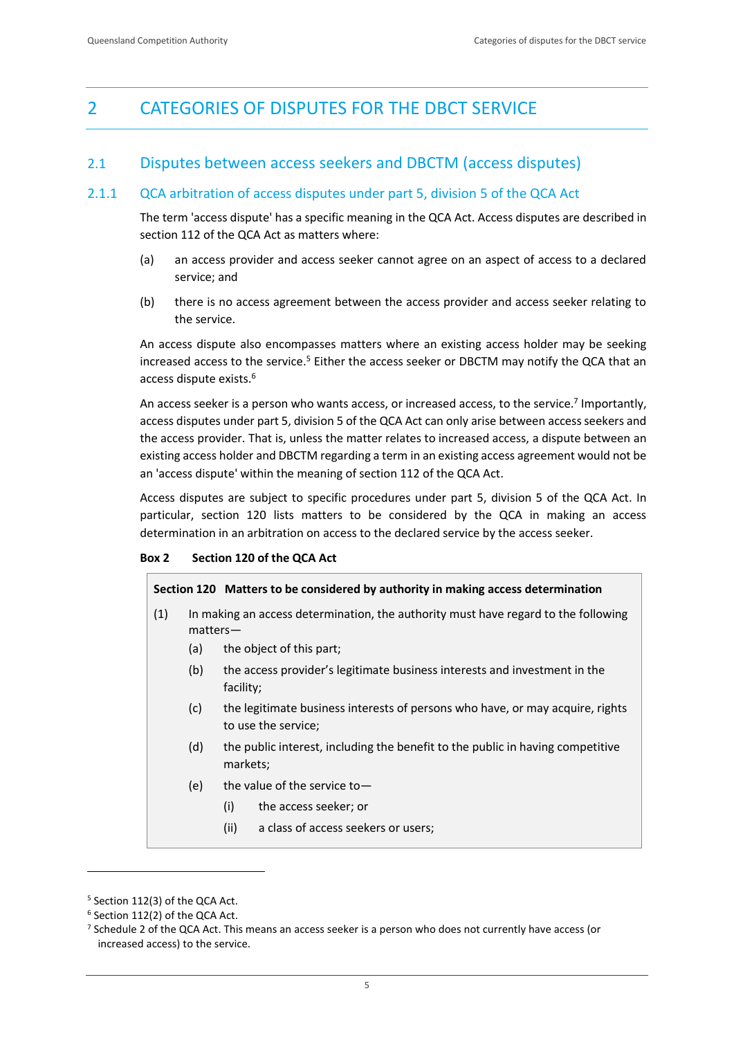# 2 CATEGORIES OF DISPUTES FOR THE DBCT SERVICE

## 2.1 Disputes between access seekers and DBCTM (access disputes)

### 2.1.1 QCA arbitration of access disputes under part 5, division 5 of the QCA Act

The term 'access dispute' has a specific meaning in the QCA Act. Access disputes are described in section 112 of the QCA Act as matters where:

(a) an access provider and access seeker cannot agree on an aspect of access to a declared service; and

(b) there is no access agreement between the access provider and access seeker relating to the service.

An access dispute also encompasses matters where an existing access holder may be seeking increased access to the service.[5] Either the access seeker or DBCTM may notify the QCA that an access dispute exists.[6]

An access seeker is a person who wants access, or increased access, to the service.[7] Importantly, access disputes under part 5, division 5 of the QCA Act can only arise between access seekers and the access provider. That is, unless the matter relates to increased access, a dispute between an existing access holder and DBCTM regarding a term in an existing access agreement would not be an 'access dispute' within the meaning of section 112 of the QCA Act.

Access disputes are subject to specific procedures under part 5, division 5 of the QCA Act. In particular, section 120 lists matters to be considered by the QCA in making an access determination in an arbitration on access to the declared service by the access seeker.

**Box 2 Section 120 of the QCA Act**

> **Section 120 Matters to be considered by authority in making access determination**
>
> (1) In making an access determination, the authority must have regard to the following matters—
>
> (a) the object of this part;
>
> (b) the access provider's legitimate business interests and investment in the facility;
>
> (c) the legitimate business interests of persons who have, or may acquire, rights to use the service;
>
> (d) the public interest, including the benefit to the public in having competitive markets;
>
> (e) the value of the service to—
>
> (i) the access seeker; or
>
> (ii) a class of access seekers or users;

[5] Section 112(3) of the QCA Act.

[6] Section 112(2) of the QCA Act.

[7] Schedule 2 of the QCA Act. This means an access seeker is a person who does not currently have access (or increased access) to the service.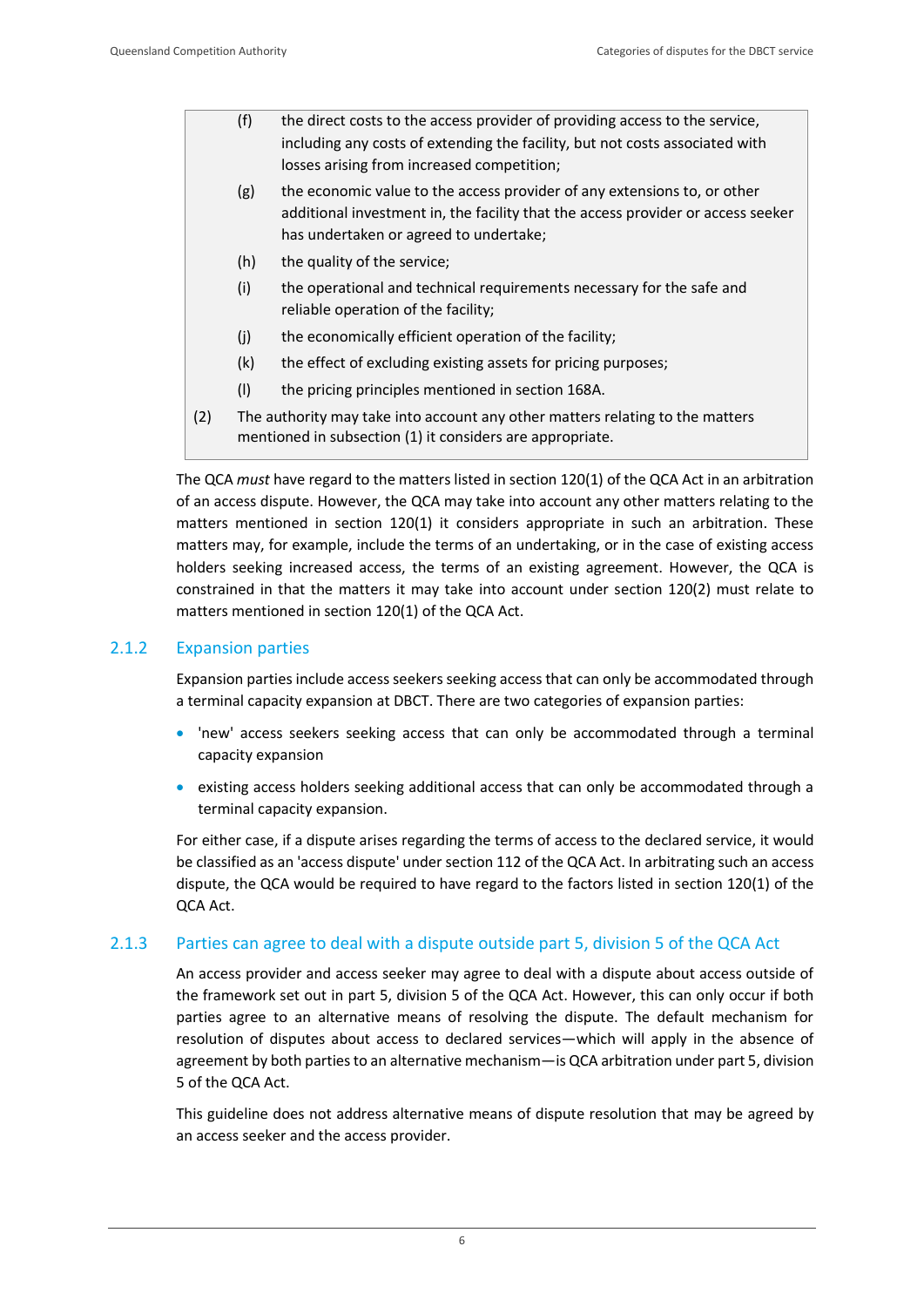> (f) the direct costs to the access provider of providing access to the service, including any costs of extending the facility, but not costs associated with losses arising from increased competition;
>
> (g) the economic value to the access provider of any extensions to, or other additional investment in, the facility that the access provider or access seeker has undertaken or agreed to undertake;
>
> (h) the quality of the service;
>
> (i) the operational and technical requirements necessary for the safe and reliable operation of the facility;
>
> (j) the economically efficient operation of the facility;
>
> (k) the effect of excluding existing assets for pricing purposes;
>
> (l) the pricing principles mentioned in section 168A.
>
> (2) The authority may take into account any other matters relating to the matters mentioned in subsection (1) it considers are appropriate.

The QCA *must* have regard to the matters listed in section 120(1) of the QCA Act in an arbitration of an access dispute. However, the QCA may take into account any other matters relating to the matters mentioned in section 120(1) it considers appropriate in such an arbitration. These matters may, for example, include the terms of an undertaking, or in the case of existing access holders seeking increased access, the terms of an existing agreement. However, the QCA is constrained in that the matters it may take into account under section 120(2) must relate to matters mentioned in section 120(1) of the QCA Act.

### 2.1.2 Expansion parties

Expansion parties include access seekers seeking access that can only be accommodated through a terminal capacity expansion at DBCT. There are two categories of expansion parties:

- 'new' access seekers seeking access that can only be accommodated through a terminal capacity expansion
- existing access holders seeking additional access that can only be accommodated through a terminal capacity expansion.

For either case, if a dispute arises regarding the terms of access to the declared service, it would be classified as an 'access dispute' under section 112 of the QCA Act. In arbitrating such an access dispute, the QCA would be required to have regard to the factors listed in section 120(1) of the QCA Act.

### 2.1.3 Parties can agree to deal with a dispute outside part 5, division 5 of the QCA Act

An access provider and access seeker may agree to deal with a dispute about access outside of the framework set out in part 5, division 5 of the QCA Act. However, this can only occur if both parties agree to an alternative means of resolving the dispute. The default mechanism for resolution of disputes about access to declared services—which will apply in the absence of agreement by both parties to an alternative mechanism—is QCA arbitration under part 5, division 5 of the QCA Act.

This guideline does not address alternative means of dispute resolution that may be agreed by an access seeker and the access provider.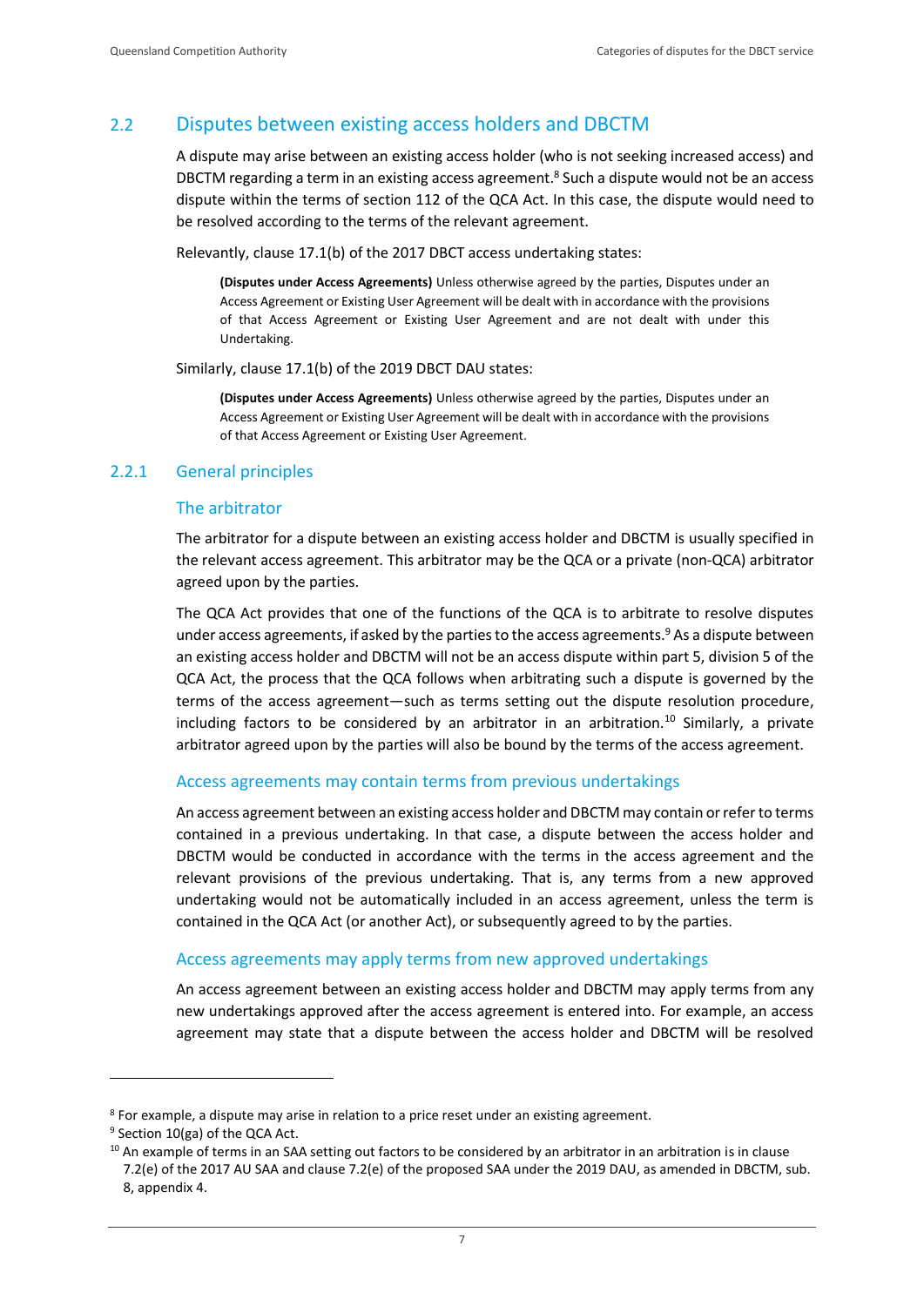## 2.2 Disputes between existing access holders and DBCTM

A dispute may arise between an existing access holder (who is not seeking increased access) and DBCTM regarding a term in an existing access agreement.[8] Such a dispute would not be an access dispute within the terms of section 112 of the QCA Act. In this case, the dispute would need to be resolved according to the terms of the relevant agreement.

Relevantly, clause 17.1(b) of the 2017 DBCT access undertaking states:

> **(Disputes under Access Agreements)** Unless otherwise agreed by the parties, Disputes under an Access Agreement or Existing User Agreement will be dealt with in accordance with the provisions of that Access Agreement or Existing User Agreement and are not dealt with under this Undertaking.

Similarly, clause 17.1(b) of the 2019 DBCT DAU states:

> **(Disputes under Access Agreements)** Unless otherwise agreed by the parties, Disputes under an Access Agreement or Existing User Agreement will be dealt with in accordance with the provisions of that Access Agreement or Existing User Agreement.

### 2.2.1 General principles

#### The arbitrator

The arbitrator for a dispute between an existing access holder and DBCTM is usually specified in the relevant access agreement. This arbitrator may be the QCA or a private (non-QCA) arbitrator agreed upon by the parties.

The QCA Act provides that one of the functions of the QCA is to arbitrate to resolve disputes under access agreements, if asked by the parties to the access agreements.[9] As a dispute between an existing access holder and DBCTM will not be an access dispute within part 5, division 5 of the QCA Act, the process that the QCA follows when arbitrating such a dispute is governed by the terms of the access agreement—such as terms setting out the dispute resolution procedure, including factors to be considered by an arbitrator in an arbitration.[10] Similarly, a private arbitrator agreed upon by the parties will also be bound by the terms of the access agreement.

#### Access agreements may contain terms from previous undertakings

An access agreement between an existing access holder and DBCTM may contain or refer to terms contained in a previous undertaking. In that case, a dispute between the access holder and DBCTM would be conducted in accordance with the terms in the access agreement and the relevant provisions of the previous undertaking. That is, any terms from a new approved undertaking would not be automatically included in an access agreement, unless the term is contained in the QCA Act (or another Act), or subsequently agreed to by the parties.

#### Access agreements may apply terms from new approved undertakings

An access agreement between an existing access holder and DBCTM may apply terms from any new undertakings approved after the access agreement is entered into. For example, an access agreement may state that a dispute between the access holder and DBCTM will be resolved

---

[8] For example, a dispute may arise in relation to a price reset under an existing agreement.

[9] Section 10(ga) of the QCA Act.

[10] An example of terms in an SAA setting out factors to be considered by an arbitrator in an arbitration is in clause 7.2(e) of the 2017 AU SAA and clause 7.2(e) of the proposed SAA under the 2019 DAU, as amended in DBCTM, sub. 8, appendix 4.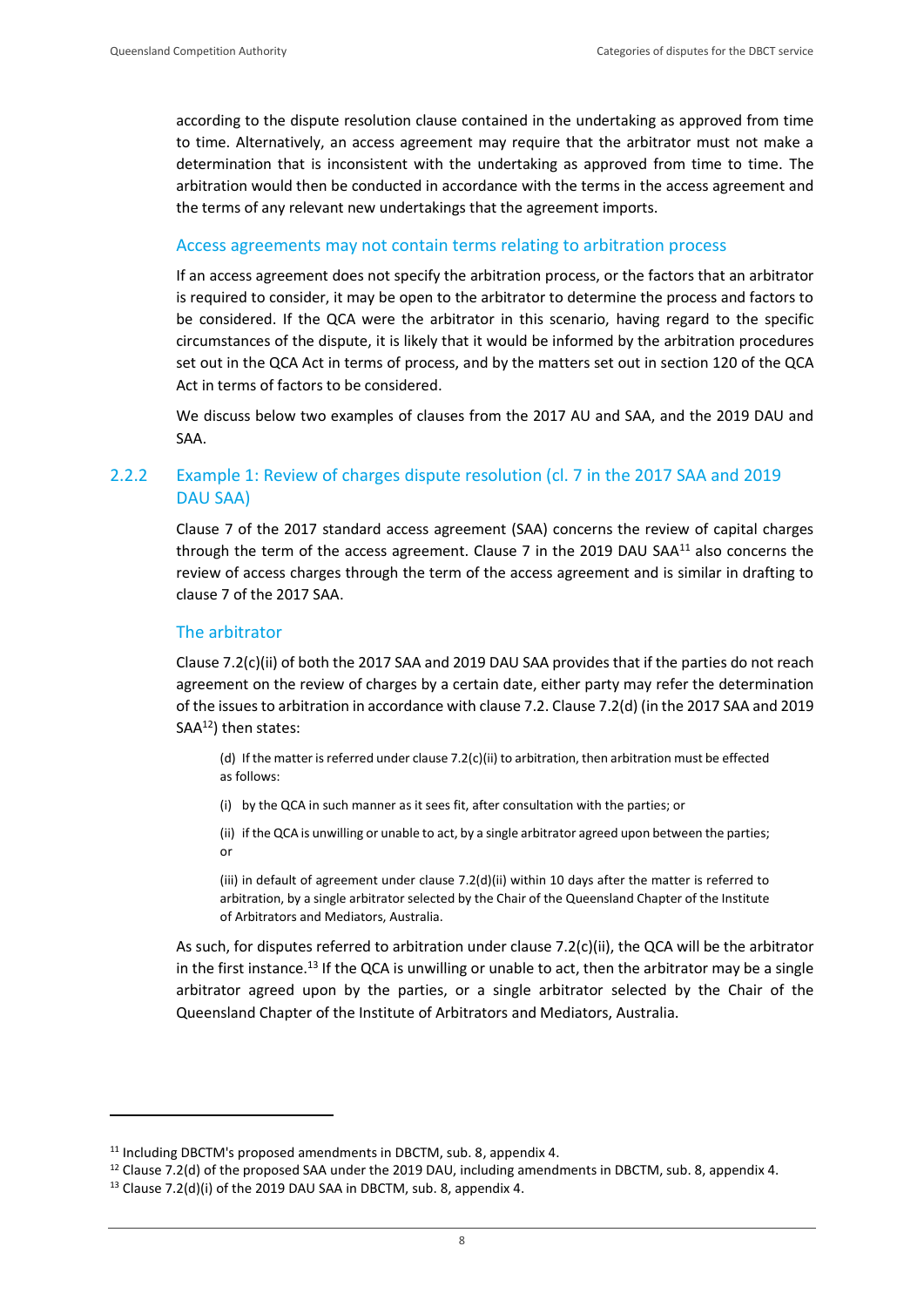according to the dispute resolution clause contained in the undertaking as approved from time to time. Alternatively, an access agreement may require that the arbitrator must not make a determination that is inconsistent with the undertaking as approved from time to time. The arbitration would then be conducted in accordance with the terms in the access agreement and the terms of any relevant new undertakings that the agreement imports.

#### Access agreements may not contain terms relating to arbitration process

If an access agreement does not specify the arbitration process, or the factors that an arbitrator is required to consider, it may be open to the arbitrator to determine the process and factors to be considered. If the QCA were the arbitrator in this scenario, having regard to the specific circumstances of the dispute, it is likely that it would be informed by the arbitration procedures set out in the QCA Act in terms of process, and by the matters set out in section 120 of the QCA Act in terms of factors to be considered.

We discuss below two examples of clauses from the 2017 AU and SAA, and the 2019 DAU and SAA.

### 2.2.2 Example 1: Review of charges dispute resolution (cl. 7 in the 2017 SAA and 2019 DAU SAA)

Clause 7 of the 2017 standard access agreement (SAA) concerns the review of capital charges through the term of the access agreement. Clause 7 in the 2019 DAU SAA[11] also concerns the review of access charges through the term of the access agreement and is similar in drafting to clause 7 of the 2017 SAA.

#### The arbitrator

Clause 7.2(c)(ii) of both the 2017 SAA and 2019 DAU SAA provides that if the parties do not reach agreement on the review of charges by a certain date, either party may refer the determination of the issues to arbitration in accordance with clause 7.2. Clause 7.2(d) (in the 2017 SAA and 2019 SAA[12]) then states:

> (d) If the matter is referred under clause 7.2(c)(ii) to arbitration, then arbitration must be effected as follows:
>
> (i) by the QCA in such manner as it sees fit, after consultation with the parties; or
>
> (ii) if the QCA is unwilling or unable to act, by a single arbitrator agreed upon between the parties; or
>
> (iii) in default of agreement under clause 7.2(d)(ii) within 10 days after the matter is referred to arbitration, by a single arbitrator selected by the Chair of the Queensland Chapter of the Institute of Arbitrators and Mediators, Australia.

As such, for disputes referred to arbitration under clause 7.2(c)(ii), the QCA will be the arbitrator in the first instance.[13] If the QCA is unwilling or unable to act, then the arbitrator may be a single arbitrator agreed upon by the parties, or a single arbitrator selected by the Chair of the Queensland Chapter of the Institute of Arbitrators and Mediators, Australia.

---

[11] Including DBCTM's proposed amendments in DBCTM, sub. 8, appendix 4.

[12] Clause 7.2(d) of the proposed SAA under the 2019 DAU, including amendments in DBCTM, sub. 8, appendix 4.

[13] Clause 7.2(d)(i) of the 2019 DAU SAA in DBCTM, sub. 8, appendix 4.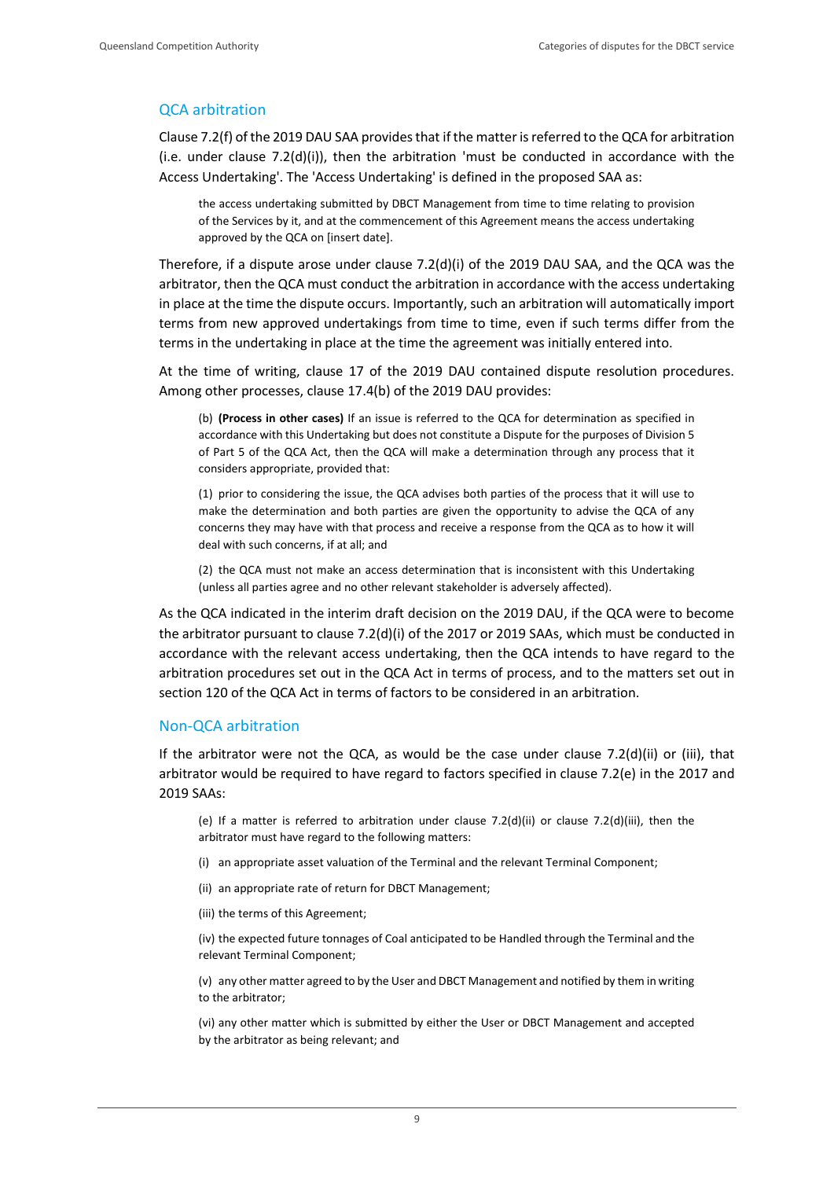## QCA arbitration

Clause 7.2(f) of the 2019 DAU SAA provides that if the matter is referred to the QCA for arbitration (i.e. under clause 7.2(d)(i)), then the arbitration 'must be conducted in accordance with the Access Undertaking'. The 'Access Undertaking' is defined in the proposed SAA as:

> the access undertaking submitted by DBCT Management from time to time relating to provision of the Services by it, and at the commencement of this Agreement means the access undertaking approved by the QCA on [insert date].

Therefore, if a dispute arose under clause 7.2(d)(i) of the 2019 DAU SAA, and the QCA was the arbitrator, then the QCA must conduct the arbitration in accordance with the access undertaking in place at the time the dispute occurs. Importantly, such an arbitration will automatically import terms from new approved undertakings from time to time, even if such terms differ from the terms in the undertaking in place at the time the agreement was initially entered into.

At the time of writing, clause 17 of the 2019 DAU contained dispute resolution procedures. Among other processes, clause 17.4(b) of the 2019 DAU provides:

> (b) **(Process in other cases)** If an issue is referred to the QCA for determination as specified in accordance with this Undertaking but does not constitute a Dispute for the purposes of Division 5 of Part 5 of the QCA Act, then the QCA will make a determination through any process that it considers appropriate, provided that:
>
> (1) prior to considering the issue, the QCA advises both parties of the process that it will use to make the determination and both parties are given the opportunity to advise the QCA of any concerns they may have with that process and receive a response from the QCA as to how it will deal with such concerns, if at all; and
>
> (2) the QCA must not make an access determination that is inconsistent with this Undertaking (unless all parties agree and no other relevant stakeholder is adversely affected).

As the QCA indicated in the interim draft decision on the 2019 DAU, if the QCA were to become the arbitrator pursuant to clause 7.2(d)(i) of the 2017 or 2019 SAAs, which must be conducted in accordance with the relevant access undertaking, then the QCA intends to have regard to the arbitration procedures set out in the QCA Act in terms of process, and to the matters set out in section 120 of the QCA Act in terms of factors to be considered in an arbitration.

## Non-QCA arbitration

If the arbitrator were not the QCA, as would be the case under clause 7.2(d)(ii) or (iii), that arbitrator would be required to have regard to factors specified in clause 7.2(e) in the 2017 and 2019 SAAs:

> (e) If a matter is referred to arbitration under clause 7.2(d)(ii) or clause 7.2(d)(iii), then the arbitrator must have regard to the following matters:
>
> (i) an appropriate asset valuation of the Terminal and the relevant Terminal Component;
>
> (ii) an appropriate rate of return for DBCT Management;
>
> (iii) the terms of this Agreement;
>
> (iv) the expected future tonnages of Coal anticipated to be Handled through the Terminal and the relevant Terminal Component;
>
> (v) any other matter agreed to by the User and DBCT Management and notified by them in writing to the arbitrator;
>
> (vi) any other matter which is submitted by either the User or DBCT Management and accepted by the arbitrator as being relevant; and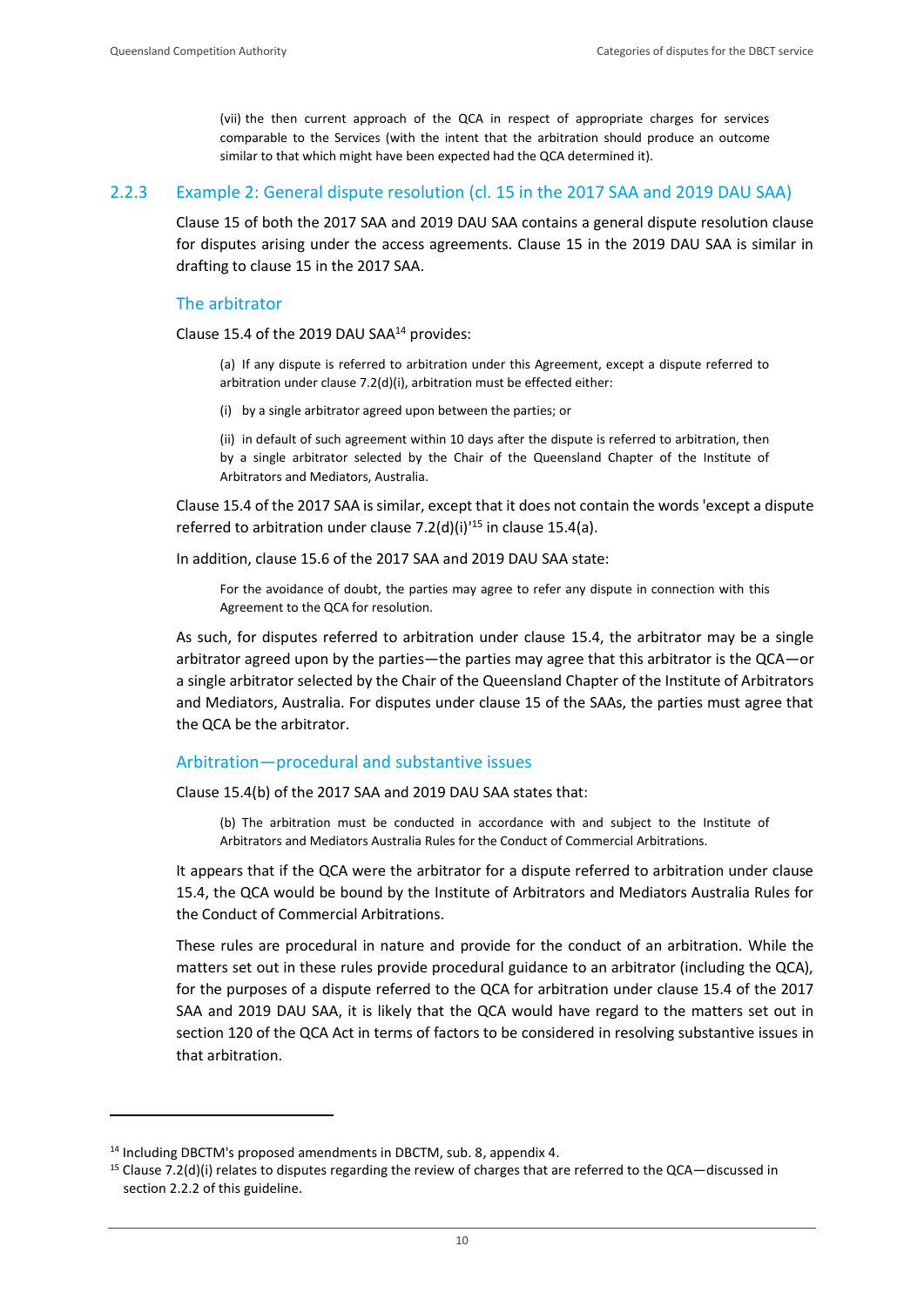(vii) the then current approach of the QCA in respect of appropriate charges for services comparable to the Services (with the intent that the arbitration should produce an outcome similar to that which might have been expected had the QCA determined it).

### 2.2.3 Example 2: General dispute resolution (cl. 15 in the 2017 SAA and 2019 DAU SAA)

Clause 15 of both the 2017 SAA and 2019 DAU SAA contains a general dispute resolution clause for disputes arising under the access agreements. Clause 15 in the 2019 DAU SAA is similar in drafting to clause 15 in the 2017 SAA.

#### The arbitrator

Clause 15.4 of the 2019 DAU SAA[14] provides:

> (a) If any dispute is referred to arbitration under this Agreement, except a dispute referred to arbitration under clause 7.2(d)(i), arbitration must be effected either:
>
> (i) by a single arbitrator agreed upon between the parties; or
>
> (ii) in default of such agreement within 10 days after the dispute is referred to arbitration, then by a single arbitrator selected by the Chair of the Queensland Chapter of the Institute of Arbitrators and Mediators, Australia.

Clause 15.4 of the 2017 SAA is similar, except that it does not contain the words 'except a dispute referred to arbitration under clause 7.2(d)(i)'[15] in clause 15.4(a).

In addition, clause 15.6 of the 2017 SAA and 2019 DAU SAA state:

> For the avoidance of doubt, the parties may agree to refer any dispute in connection with this Agreement to the QCA for resolution.

As such, for disputes referred to arbitration under clause 15.4, the arbitrator may be a single arbitrator agreed upon by the parties—the parties may agree that this arbitrator is the QCA—or a single arbitrator selected by the Chair of the Queensland Chapter of the Institute of Arbitrators and Mediators, Australia. For disputes under clause 15 of the SAAs, the parties must agree that the QCA be the arbitrator.

#### Arbitration—procedural and substantive issues

Clause 15.4(b) of the 2017 SAA and 2019 DAU SAA states that:

> (b) The arbitration must be conducted in accordance with and subject to the Institute of Arbitrators and Mediators Australia Rules for the Conduct of Commercial Arbitrations.

It appears that if the QCA were the arbitrator for a dispute referred to arbitration under clause 15.4, the QCA would be bound by the Institute of Arbitrators and Mediators Australia Rules for the Conduct of Commercial Arbitrations.

These rules are procedural in nature and provide for the conduct of an arbitration. While the matters set out in these rules provide procedural guidance to an arbitrator (including the QCA), for the purposes of a dispute referred to the QCA for arbitration under clause 15.4 of the 2017 SAA and 2019 DAU SAA, it is likely that the QCA would have regard to the matters set out in section 120 of the QCA Act in terms of factors to be considered in resolving substantive issues in that arbitration.

---

[14] Including DBCTM's proposed amendments in DBCTM, sub. 8, appendix 4.

[15] Clause 7.2(d)(i) relates to disputes regarding the review of charges that are referred to the QCA—discussed in section 2.2.2 of this guideline.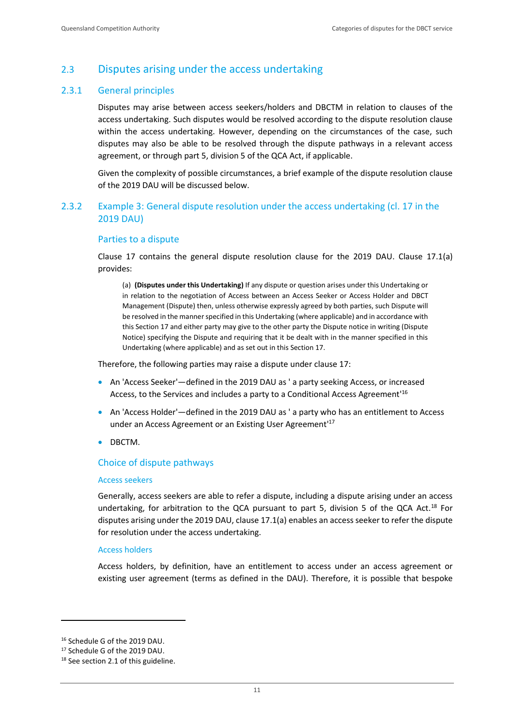## 2.3 Disputes arising under the access undertaking

### 2.3.1 General principles

Disputes may arise between access seekers/holders and DBCTM in relation to clauses of the access undertaking. Such disputes would be resolved according to the dispute resolution clause within the access undertaking. However, depending on the circumstances of the case, such disputes may also be able to be resolved through the dispute pathways in a relevant access agreement, or through part 5, division 5 of the QCA Act, if applicable.

Given the complexity of possible circumstances, a brief example of the dispute resolution clause of the 2019 DAU will be discussed below.

### 2.3.2 Example 3: General dispute resolution under the access undertaking (cl. 17 in the 2019 DAU)

#### Parties to a dispute

Clause 17 contains the general dispute resolution clause for the 2019 DAU. Clause 17.1(a) provides:

> (a) **(Disputes under this Undertaking)** If any dispute or question arises under this Undertaking or in relation to the negotiation of Access between an Access Seeker or Access Holder and DBCT Management (Dispute) then, unless otherwise expressly agreed by both parties, such Dispute will be resolved in the manner specified in this Undertaking (where applicable) and in accordance with this Section 17 and either party may give to the other party the Dispute notice in writing (Dispute Notice) specifying the Dispute and requiring that it be dealt with in the manner specified in this Undertaking (where applicable) and as set out in this Section 17.

Therefore, the following parties may raise a dispute under clause 17:

- An 'Access Seeker'—defined in the 2019 DAU as ' a party seeking Access, or increased Access, to the Services and includes a party to a Conditional Access Agreement'[16]
- An 'Access Holder'—defined in the 2019 DAU as ' a party who has an entitlement to Access under an Access Agreement or an Existing User Agreement'[17]
- DBCTM.

#### Choice of dispute pathways

##### Access seekers

Generally, access seekers are able to refer a dispute, including a dispute arising under an access undertaking, for arbitration to the QCA pursuant to part 5, division 5 of the QCA Act.[18] For disputes arising under the 2019 DAU, clause 17.1(a) enables an access seeker to refer the dispute for resolution under the access undertaking.

##### Access holders

Access holders, by definition, have an entitlement to access under an access agreement or existing user agreement (terms as defined in the DAU). Therefore, it is possible that bespoke

---

[16] Schedule G of the 2019 DAU.

[17] Schedule G of the 2019 DAU.

[18] See section 2.1 of this guideline.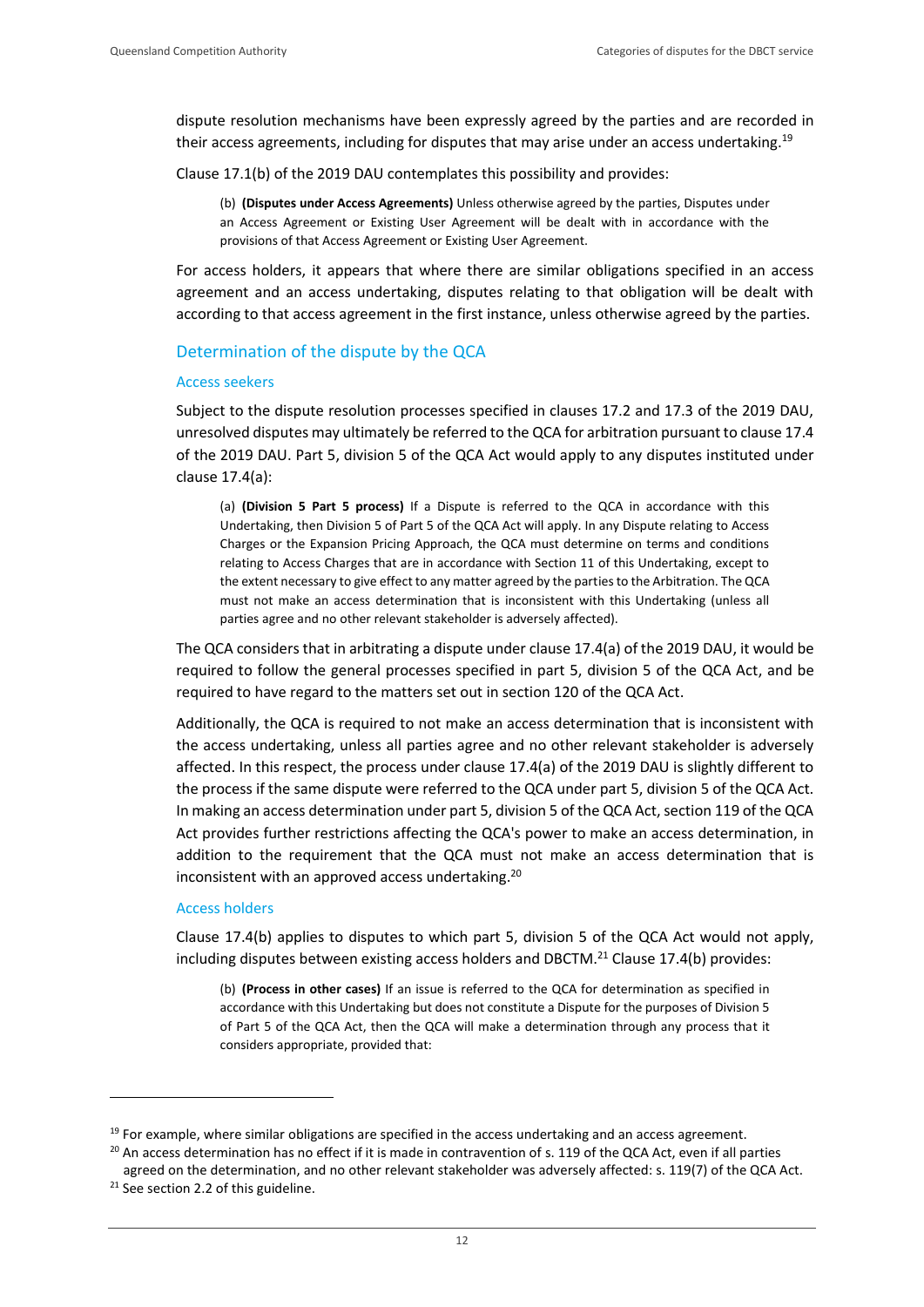dispute resolution mechanisms have been expressly agreed by the parties and are recorded in their access agreements, including for disputes that may arise under an access undertaking.[19]

Clause 17.1(b) of the 2019 DAU contemplates this possibility and provides:

> (b) **(Disputes under Access Agreements)** Unless otherwise agreed by the parties, Disputes under an Access Agreement or Existing User Agreement will be dealt with in accordance with the provisions of that Access Agreement or Existing User Agreement.

For access holders, it appears that where there are similar obligations specified in an access agreement and an access undertaking, disputes relating to that obligation will be dealt with according to that access agreement in the first instance, unless otherwise agreed by the parties.

### Determination of the dispute by the QCA

#### Access seekers

Subject to the dispute resolution processes specified in clauses 17.2 and 17.3 of the 2019 DAU, unresolved disputes may ultimately be referred to the QCA for arbitration pursuant to clause 17.4 of the 2019 DAU. Part 5, division 5 of the QCA Act would apply to any disputes instituted under clause 17.4(a):

> (a) **(Division 5 Part 5 process)** If a Dispute is referred to the QCA in accordance with this Undertaking, then Division 5 of Part 5 of the QCA Act will apply. In any Dispute relating to Access Charges or the Expansion Pricing Approach, the QCA must determine on terms and conditions relating to Access Charges that are in accordance with Section 11 of this Undertaking, except to the extent necessary to give effect to any matter agreed by the parties to the Arbitration. The QCA must not make an access determination that is inconsistent with this Undertaking (unless all parties agree and no other relevant stakeholder is adversely affected).

The QCA considers that in arbitrating a dispute under clause 17.4(a) of the 2019 DAU, it would be required to follow the general processes specified in part 5, division 5 of the QCA Act, and be required to have regard to the matters set out in section 120 of the QCA Act.

Additionally, the QCA is required to not make an access determination that is inconsistent with the access undertaking, unless all parties agree and no other relevant stakeholder is adversely affected. In this respect, the process under clause 17.4(a) of the 2019 DAU is slightly different to the process if the same dispute were referred to the QCA under part 5, division 5 of the QCA Act. In making an access determination under part 5, division 5 of the QCA Act, section 119 of the QCA Act provides further restrictions affecting the QCA's power to make an access determination, in addition to the requirement that the QCA must not make an access determination that is inconsistent with an approved access undertaking.[20]

#### Access holders

Clause 17.4(b) applies to disputes to which part 5, division 5 of the QCA Act would not apply, including disputes between existing access holders and DBCTM.[21] Clause 17.4(b) provides:

> (b) **(Process in other cases)** If an issue is referred to the QCA for determination as specified in accordance with this Undertaking but does not constitute a Dispute for the purposes of Division 5 of Part 5 of the QCA Act, then the QCA will make a determination through any process that it considers appropriate, provided that:

---

[19] For example, where similar obligations are specified in the access undertaking and an access agreement.

[20] An access determination has no effect if it is made in contravention of s. 119 of the QCA Act, even if all parties agreed on the determination, and no other relevant stakeholder was adversely affected: s. 119(7) of the QCA Act.

[21] See section 2.2 of this guideline.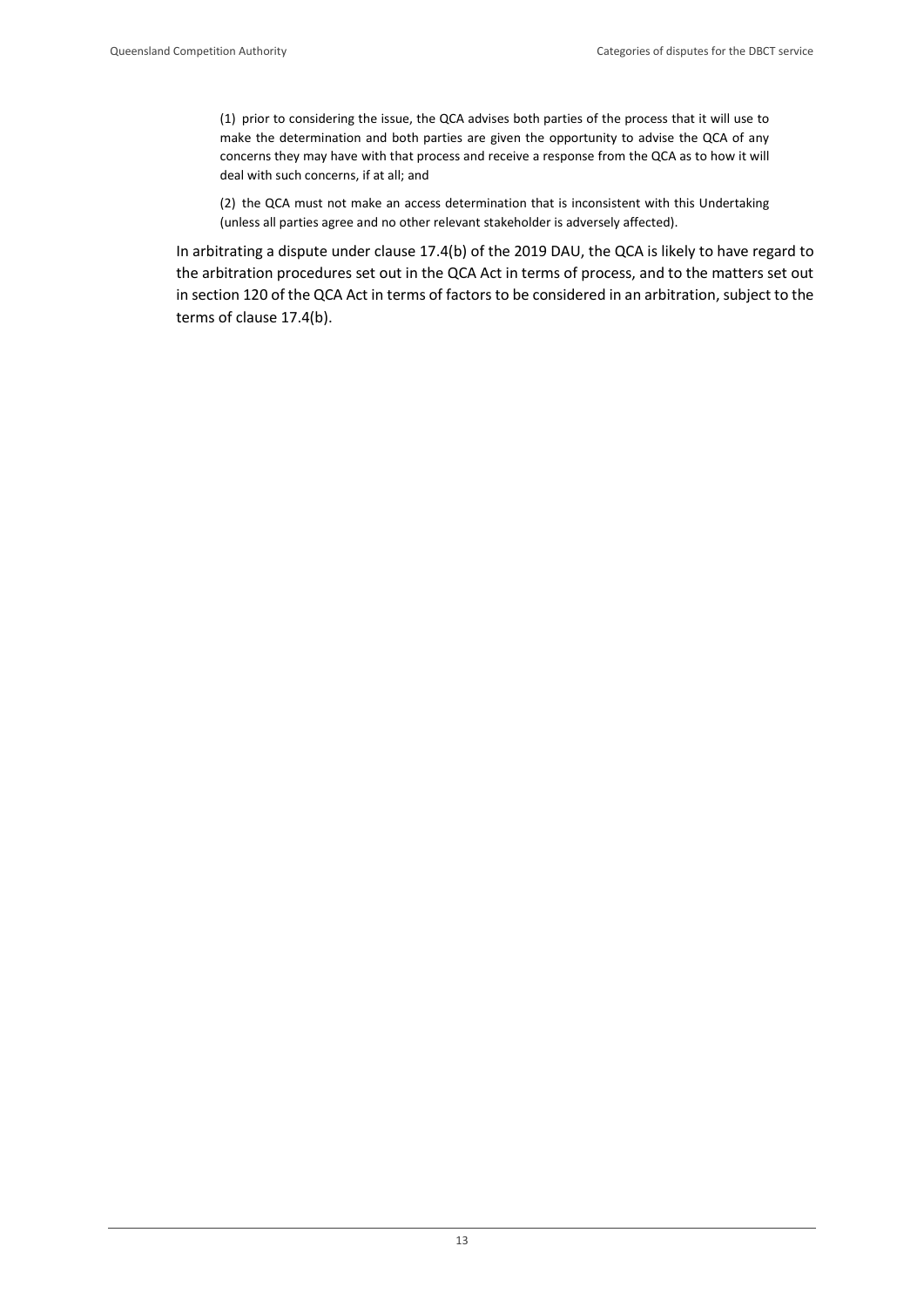> (1) prior to considering the issue, the QCA advises both parties of the process that it will use to make the determination and both parties are given the opportunity to advise the QCA of any concerns they may have with that process and receive a response from the QCA as to how it will deal with such concerns, if at all; and
>
> (2) the QCA must not make an access determination that is inconsistent with this Undertaking (unless all parties agree and no other relevant stakeholder is adversely affected).

In arbitrating a dispute under clause 17.4(b) of the 2019 DAU, the QCA is likely to have regard to the arbitration procedures set out in the QCA Act in terms of process, and to the matters set out in section 120 of the QCA Act in terms of factors to be considered in an arbitration, subject to the terms of clause 17.4(b).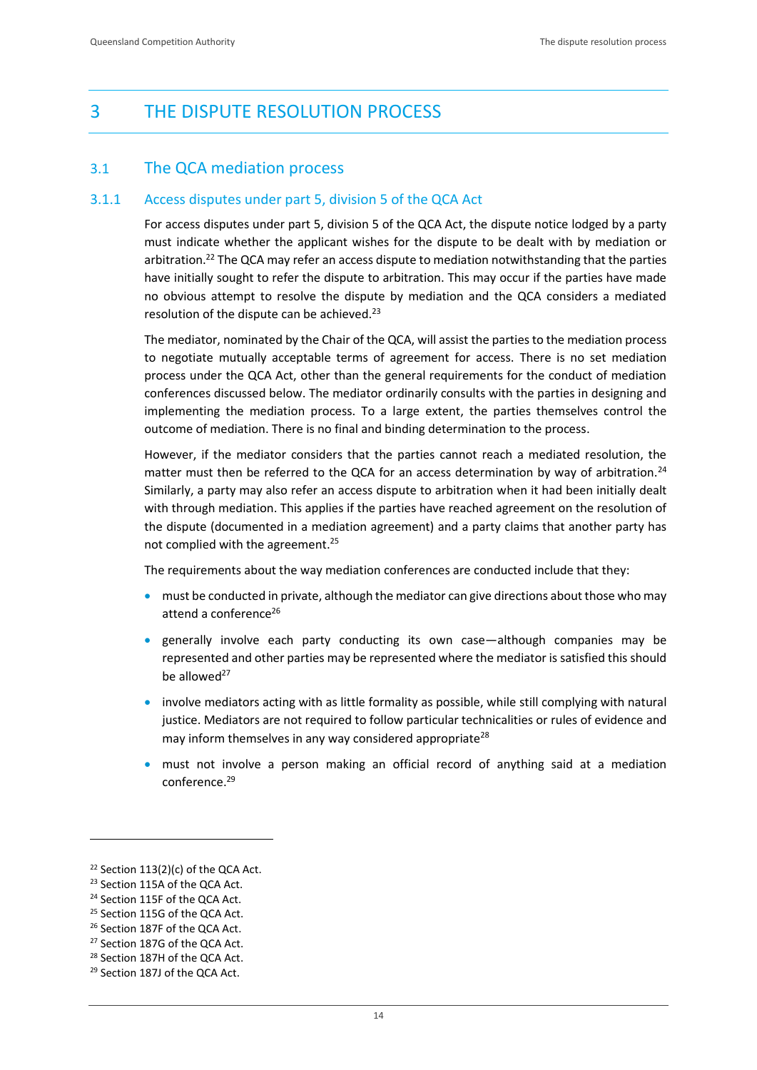# 3 THE DISPUTE RESOLUTION PROCESS

## 3.1 The QCA mediation process

### 3.1.1 Access disputes under part 5, division 5 of the QCA Act

For access disputes under part 5, division 5 of the QCA Act, the dispute notice lodged by a party must indicate whether the applicant wishes for the dispute to be dealt with by mediation or arbitration.[22] The QCA may refer an access dispute to mediation notwithstanding that the parties have initially sought to refer the dispute to arbitration. This may occur if the parties have made no obvious attempt to resolve the dispute by mediation and the QCA considers a mediated resolution of the dispute can be achieved.[23]

The mediator, nominated by the Chair of the QCA, will assist the parties to the mediation process to negotiate mutually acceptable terms of agreement for access. There is no set mediation process under the QCA Act, other than the general requirements for the conduct of mediation conferences discussed below. The mediator ordinarily consults with the parties in designing and implementing the mediation process. To a large extent, the parties themselves control the outcome of mediation. There is no final and binding determination to the process.

However, if the mediator considers that the parties cannot reach a mediated resolution, the matter must then be referred to the QCA for an access determination by way of arbitration.[24] Similarly, a party may also refer an access dispute to arbitration when it had been initially dealt with through mediation. This applies if the parties have reached agreement on the resolution of the dispute (documented in a mediation agreement) and a party claims that another party has not complied with the agreement.[25]

The requirements about the way mediation conferences are conducted include that they:

- must be conducted in private, although the mediator can give directions about those who may attend a conference[26]
- generally involve each party conducting its own case—although companies may be represented and other parties may be represented where the mediator is satisfied this should be allowed[27]
- involve mediators acting with as little formality as possible, while still complying with natural justice. Mediators are not required to follow particular technicalities or rules of evidence and may inform themselves in any way considered appropriate[28]
- must not involve a person making an official record of anything said at a mediation conference.[29]

---

[22] Section 113(2)(c) of the QCA Act.
[23] Section 115A of the QCA Act.
[24] Section 115F of the QCA Act.
[25] Section 115G of the QCA Act.
[26] Section 187F of the QCA Act.
[27] Section 187G of the QCA Act.
[28] Section 187H of the QCA Act.
[29] Section 187J of the QCA Act.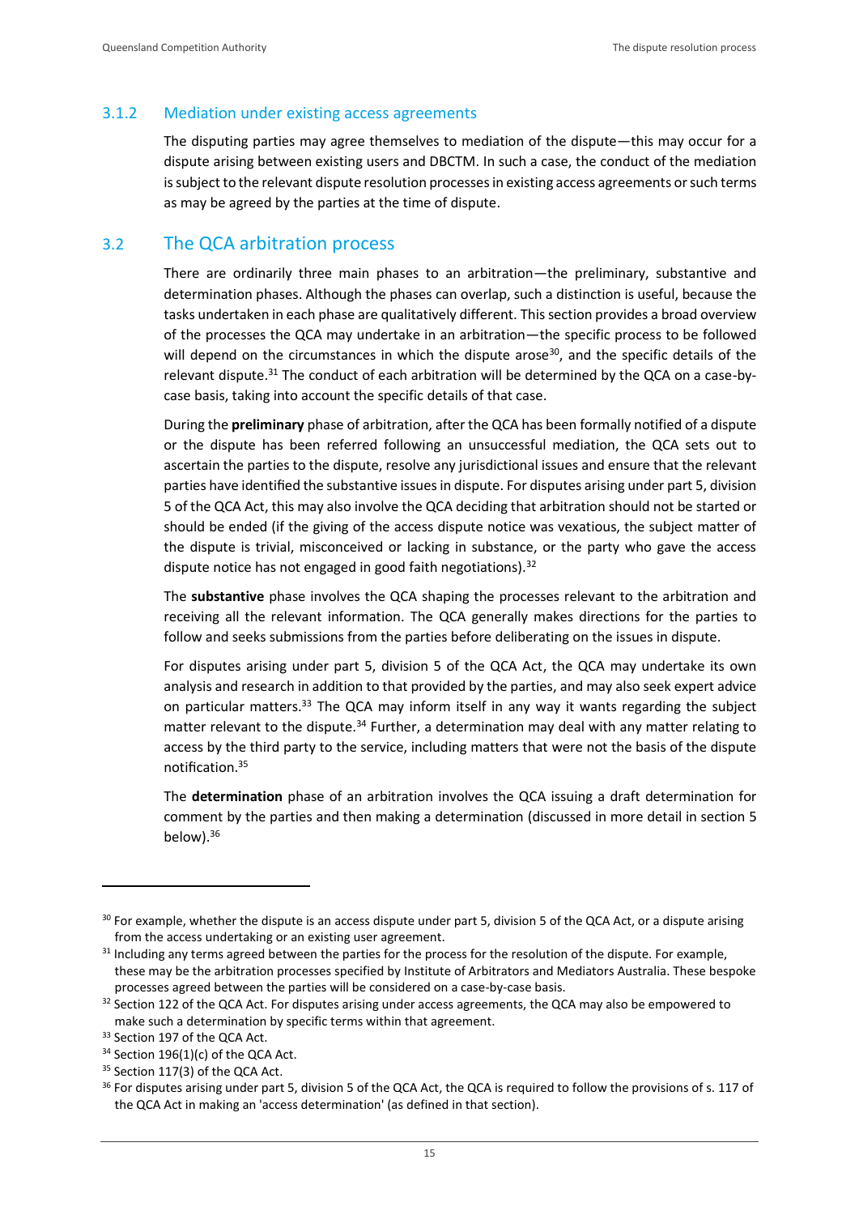### 3.1.2 Mediation under existing access agreements

The disputing parties may agree themselves to mediation of the dispute—this may occur for a dispute arising between existing users and DBCTM. In such a case, the conduct of the mediation is subject to the relevant dispute resolution processes in existing access agreements or such terms as may be agreed by the parties at the time of dispute.

## 3.2 The QCA arbitration process

There are ordinarily three main phases to an arbitration—the preliminary, substantive and determination phases. Although the phases can overlap, such a distinction is useful, because the tasks undertaken in each phase are qualitatively different. This section provides a broad overview of the processes the QCA may undertake in an arbitration—the specific process to be followed will depend on the circumstances in which the dispute arose[30], and the specific details of the relevant dispute.[31] The conduct of each arbitration will be determined by the QCA on a case-by-case basis, taking into account the specific details of that case.

During the **preliminary** phase of arbitration, after the QCA has been formally notified of a dispute or the dispute has been referred following an unsuccessful mediation, the QCA sets out to ascertain the parties to the dispute, resolve any jurisdictional issues and ensure that the relevant parties have identified the substantive issues in dispute. For disputes arising under part 5, division 5 of the QCA Act, this may also involve the QCA deciding that arbitration should not be started or should be ended (if the giving of the access dispute notice was vexatious, the subject matter of the dispute is trivial, misconceived or lacking in substance, or the party who gave the access dispute notice has not engaged in good faith negotiations).[32]

The **substantive** phase involves the QCA shaping the processes relevant to the arbitration and receiving all the relevant information. The QCA generally makes directions for the parties to follow and seeks submissions from the parties before deliberating on the issues in dispute.

For disputes arising under part 5, division 5 of the QCA Act, the QCA may undertake its own analysis and research in addition to that provided by the parties, and may also seek expert advice on particular matters.[33] The QCA may inform itself in any way it wants regarding the subject matter relevant to the dispute.[34] Further, a determination may deal with any matter relating to access by the third party to the service, including matters that were not the basis of the dispute notification.[35]

The **determination** phase of an arbitration involves the QCA issuing a draft determination for comment by the parties and then making a determination (discussed in more detail in section 5 below).[36]

---

[30] For example, whether the dispute is an access dispute under part 5, division 5 of the QCA Act, or a dispute arising from the access undertaking or an existing user agreement.

[31] Including any terms agreed between the parties for the process for the resolution of the dispute. For example, these may be the arbitration processes specified by Institute of Arbitrators and Mediators Australia. These bespoke processes agreed between the parties will be considered on a case-by-case basis.

[32] Section 122 of the QCA Act. For disputes arising under access agreements, the QCA may also be empowered to make such a determination by specific terms within that agreement.

[33] Section 197 of the QCA Act.

[34] Section 196(1)(c) of the QCA Act.

[35] Section 117(3) of the QCA Act.

[36] For disputes arising under part 5, division 5 of the QCA Act, the QCA is required to follow the provisions of s. 117 of the QCA Act in making an 'access determination' (as defined in that section).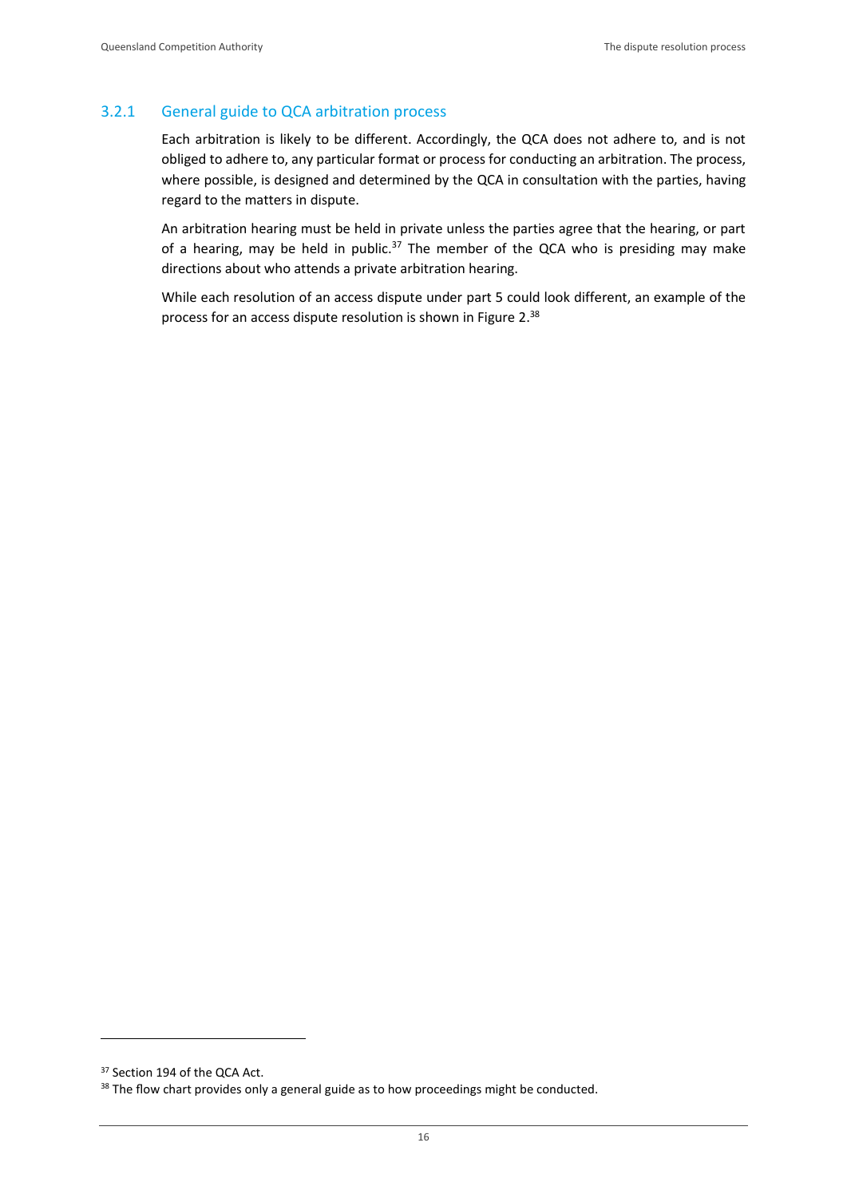### 3.2.1 General guide to QCA arbitration process

Each arbitration is likely to be different. Accordingly, the QCA does not adhere to, and is not obliged to adhere to, any particular format or process for conducting an arbitration. The process, where possible, is designed and determined by the QCA in consultation with the parties, having regard to the matters in dispute.

An arbitration hearing must be held in private unless the parties agree that the hearing, or part of a hearing, may be held in public.[37] The member of the QCA who is presiding may make directions about who attends a private arbitration hearing.

While each resolution of an access dispute under part 5 could look different, an example of the process for an access dispute resolution is shown in Figure 2.[38]

---

[37] Section 194 of the QCA Act.

[38] The flow chart provides only a general guide as to how proceedings might be conducted.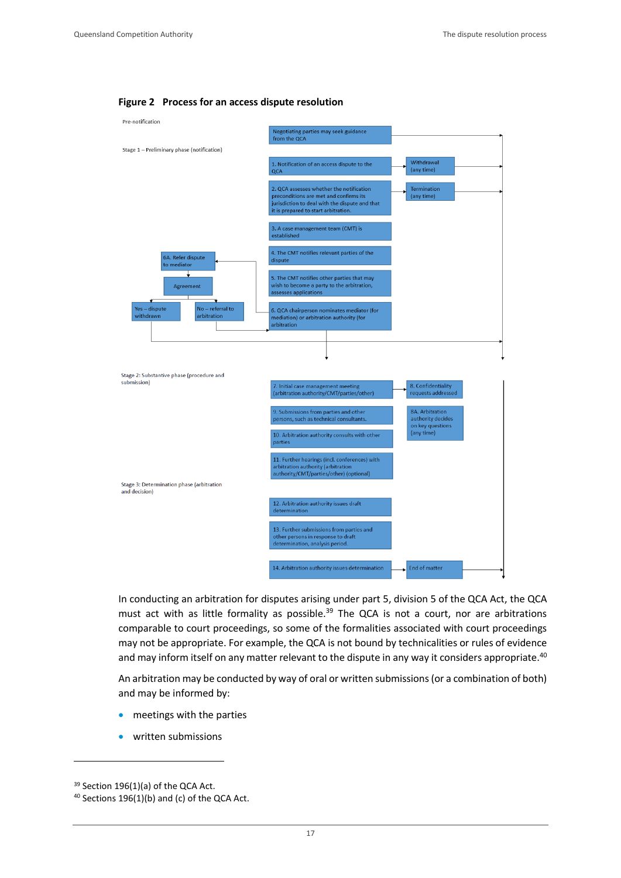**Figure 2 Process for an access dispute resolution**

Pre-notification

Negotiating parties may seek guidance from the QCA

Stage 1 – Preliminary phase (notification)

1. Notification of an access dispute to the QCA

Withdrawal (any time)

2. QCA assesses whether the notification preconditions are met and confirms its jurisdiction to deal with the dispute and that it is prepared to start arbitration.

Termination (any time)

3. A case management team (CMT) is established

4. The CMT notifies relevant parties of the dispute

5. The CMT notifies other parties that may wish to become a party to the arbitration, assesses applications

6. QCA chairperson nominates mediator (for mediation) or arbitration authority (for arbitration

6A. Refer dispute to mediator

Agreement

Yes – dispute withdrawn

No – referral to arbitration

Stage 2: Substantive phase (procedure and submission)

7. Initial case management meeting (arbitration authority/CMT/parties/other)

8. Confidentiality requests addressed

9. Submissions from parties and other persons, such as technical consultants.

8A. Arbitration authority decides on key questions (any time)

10. Arbitration authority consults with other parties

11. Further hearings (incl. conferences) with arbitration authority (arbitration authority/CMT/parties/other) (optional)

Stage 3: Determination phase (arbitration and decision)

12. Arbitration authority issues draft determination

13. Further submissions from parties and other persons in response to draft determination, analysis period.

14. Arbitration authority issues determination

End of matter

In conducting an arbitration for disputes arising under part 5, division 5 of the QCA Act, the QCA must act with as little formality as possible.[39] The QCA is not a court, nor are arbitrations comparable to court proceedings, so some of the formalities associated with court proceedings may not be appropriate. For example, the QCA is not bound by technicalities or rules of evidence and may inform itself on any matter relevant to the dispute in any way it considers appropriate.[40]

An arbitration may be conducted by way of oral or written submissions (or a combination of both) and may be informed by:

- meetings with the parties
- written submissions

---

[39] Section 196(1)(a) of the QCA Act.

[40] Sections 196(1)(b) and (c) of the QCA Act.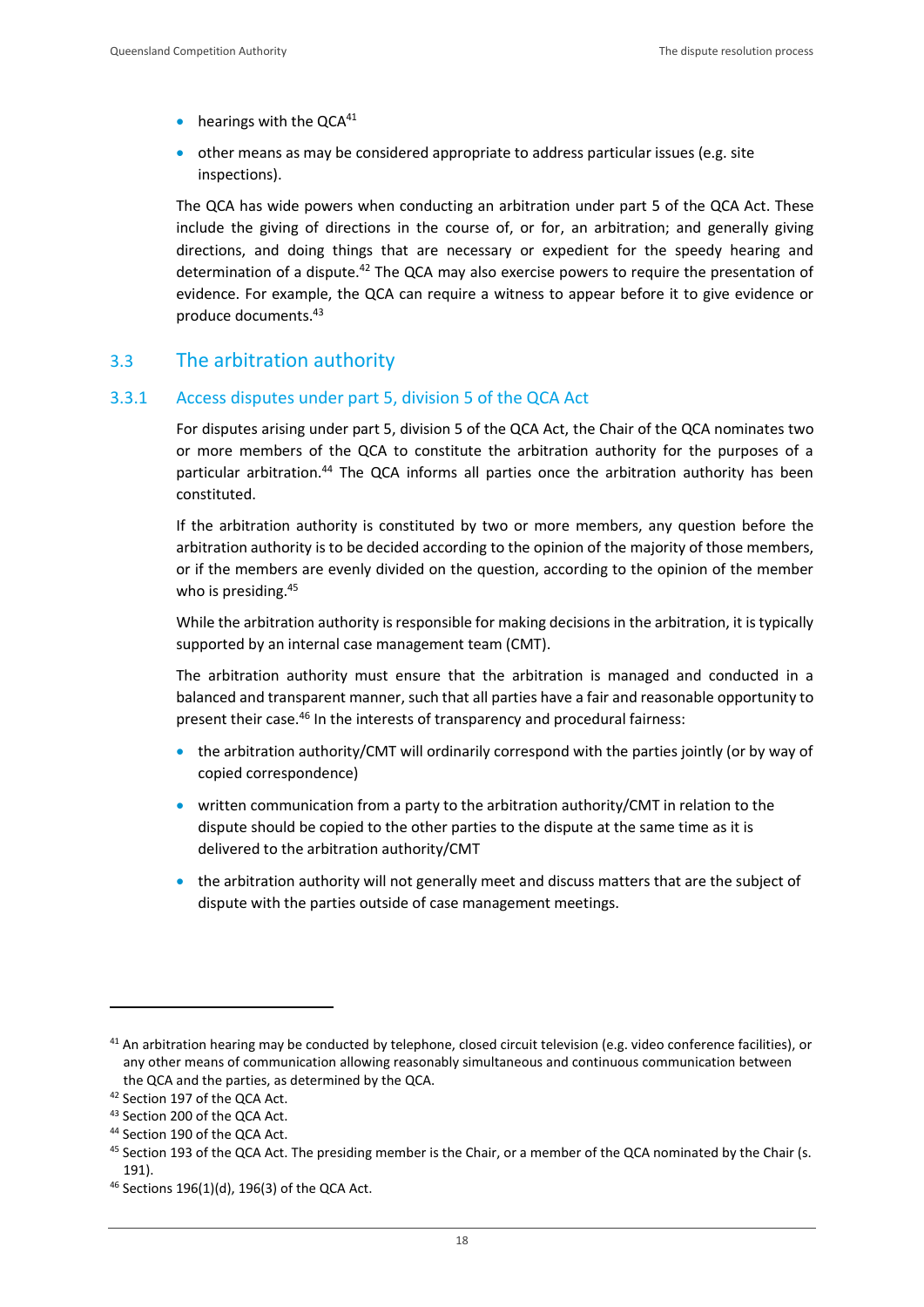- hearings with the QCA[41]
- other means as may be considered appropriate to address particular issues (e.g. site inspections).

The QCA has wide powers when conducting an arbitration under part 5 of the QCA Act. These include the giving of directions in the course of, or for, an arbitration; and generally giving directions, and doing things that are necessary or expedient for the speedy hearing and determination of a dispute.[42] The QCA may also exercise powers to require the presentation of evidence. For example, the QCA can require a witness to appear before it to give evidence or produce documents.[43]

## 3.3 The arbitration authority

### 3.3.1 Access disputes under part 5, division 5 of the QCA Act

For disputes arising under part 5, division 5 of the QCA Act, the Chair of the QCA nominates two or more members of the QCA to constitute the arbitration authority for the purposes of a particular arbitration.[44] The QCA informs all parties once the arbitration authority has been constituted.

If the arbitration authority is constituted by two or more members, any question before the arbitration authority is to be decided according to the opinion of the majority of those members, or if the members are evenly divided on the question, according to the opinion of the member who is presiding.[45]

While the arbitration authority is responsible for making decisions in the arbitration, it is typically supported by an internal case management team (CMT).

The arbitration authority must ensure that the arbitration is managed and conducted in a balanced and transparent manner, such that all parties have a fair and reasonable opportunity to present their case.[46] In the interests of transparency and procedural fairness:

- the arbitration authority/CMT will ordinarily correspond with the parties jointly (or by way of copied correspondence)
- written communication from a party to the arbitration authority/CMT in relation to the dispute should be copied to the other parties to the dispute at the same time as it is delivered to the arbitration authority/CMT
- the arbitration authority will not generally meet and discuss matters that are the subject of dispute with the parties outside of case management meetings.

---

[41] An arbitration hearing may be conducted by telephone, closed circuit television (e.g. video conference facilities), or any other means of communication allowing reasonably simultaneous and continuous communication between the QCA and the parties, as determined by the QCA.

[42] Section 197 of the QCA Act.

[43] Section 200 of the QCA Act.

[44] Section 190 of the QCA Act.

[45] Section 193 of the QCA Act. The presiding member is the Chair, or a member of the QCA nominated by the Chair (s. 191).

[46] Sections 196(1)(d), 196(3) of the QCA Act.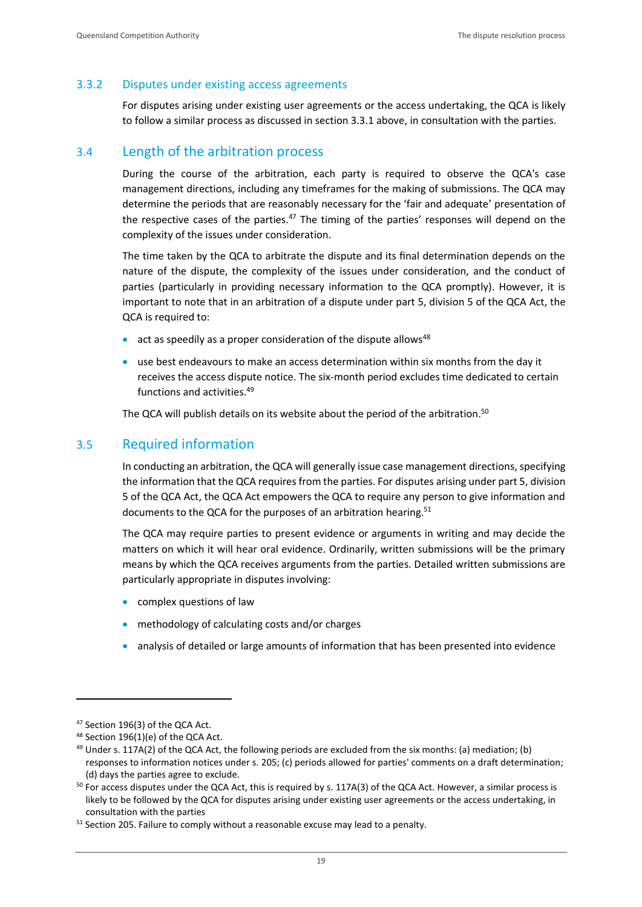### 3.3.2 Disputes under existing access agreements

For disputes arising under existing user agreements or the access undertaking, the QCA is likely to follow a similar process as discussed in section 3.3.1 above, in consultation with the parties.

## 3.4 Length of the arbitration process

During the course of the arbitration, each party is required to observe the QCA's case management directions, including any timeframes for the making of submissions. The QCA may determine the periods that are reasonably necessary for the 'fair and adequate' presentation of the respective cases of the parties.[47] The timing of the parties' responses will depend on the complexity of the issues under consideration.

The time taken by the QCA to arbitrate the dispute and its final determination depends on the nature of the dispute, the complexity of the issues under consideration, and the conduct of parties (particularly in providing necessary information to the QCA promptly). However, it is important to note that in an arbitration of a dispute under part 5, division 5 of the QCA Act, the QCA is required to:

- act as speedily as a proper consideration of the dispute allows[48]
- use best endeavours to make an access determination within six months from the day it receives the access dispute notice. The six-month period excludes time dedicated to certain functions and activities.[49]

The QCA will publish details on its website about the period of the arbitration.[50]

## 3.5 Required information

In conducting an arbitration, the QCA will generally issue case management directions, specifying the information that the QCA requires from the parties. For disputes arising under part 5, division 5 of the QCA Act, the QCA Act empowers the QCA to require any person to give information and documents to the QCA for the purposes of an arbitration hearing.[51]

The QCA may require parties to present evidence or arguments in writing and may decide the matters on which it will hear oral evidence. Ordinarily, written submissions will be the primary means by which the QCA receives arguments from the parties. Detailed written submissions are particularly appropriate in disputes involving:

- complex questions of law
- methodology of calculating costs and/or charges
- analysis of detailed or large amounts of information that has been presented into evidence

---

[47] Section 196(3) of the QCA Act.

[48] Section 196(1)(e) of the QCA Act.

[49] Under s. 117A(2) of the QCA Act, the following periods are excluded from the six months: (a) mediation; (b) responses to information notices under s. 205; (c) periods allowed for parties' comments on a draft determination; (d) days the parties agree to exclude.

[50] For access disputes under the QCA Act, this is required by s. 117A(3) of the QCA Act. However, a similar process is likely to be followed by the QCA for disputes arising under existing user agreements or the access undertaking, in consultation with the parties

[51] Section 205. Failure to comply without a reasonable excuse may lead to a penalty.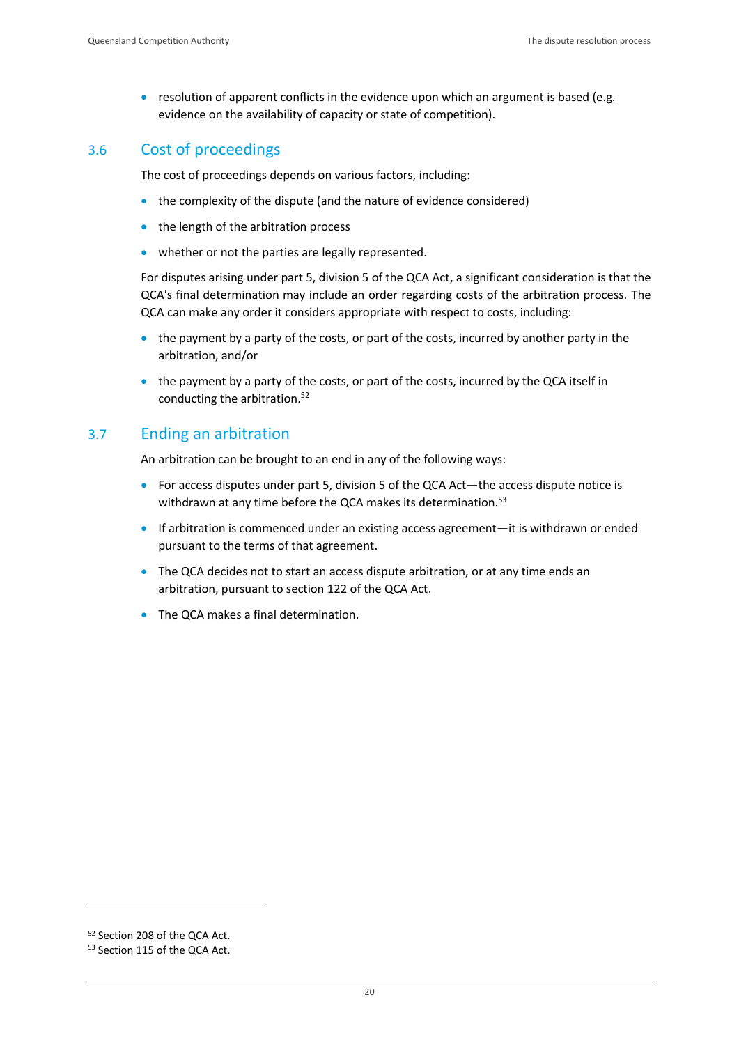- resolution of apparent conflicts in the evidence upon which an argument is based (e.g. evidence on the availability of capacity or state of competition).

## 3.6 Cost of proceedings

The cost of proceedings depends on various factors, including:

- the complexity of the dispute (and the nature of evidence considered)
- the length of the arbitration process
- whether or not the parties are legally represented.

For disputes arising under part 5, division 5 of the QCA Act, a significant consideration is that the QCA's final determination may include an order regarding costs of the arbitration process. The QCA can make any order it considers appropriate with respect to costs, including:

- the payment by a party of the costs, or part of the costs, incurred by another party in the arbitration, and/or
- the payment by a party of the costs, or part of the costs, incurred by the QCA itself in conducting the arbitration.[52]

## 3.7 Ending an arbitration

An arbitration can be brought to an end in any of the following ways:

- For access disputes under part 5, division 5 of the QCA Act—the access dispute notice is withdrawn at any time before the QCA makes its determination.[53]
- If arbitration is commenced under an existing access agreement—it is withdrawn or ended pursuant to the terms of that agreement.
- The QCA decides not to start an access dispute arbitration, or at any time ends an arbitration, pursuant to section 122 of the QCA Act.
- The QCA makes a final determination.

[52] Section 208 of the QCA Act.
[53] Section 115 of the QCA Act.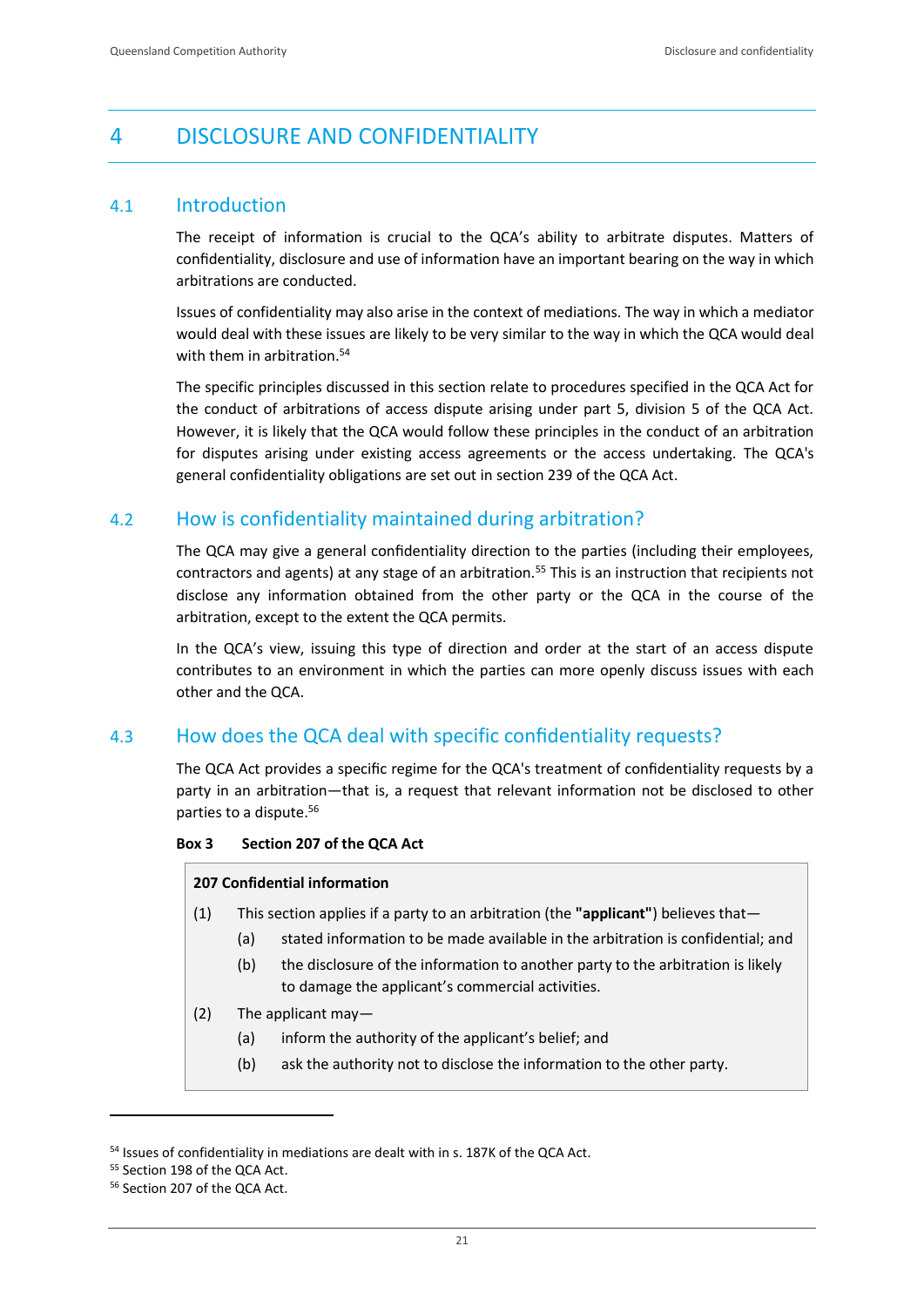# 4 DISCLOSURE AND CONFIDENTIALITY

## 4.1 Introduction

The receipt of information is crucial to the QCA's ability to arbitrate disputes. Matters of confidentiality, disclosure and use of information have an important bearing on the way in which arbitrations are conducted.

Issues of confidentiality may also arise in the context of mediations. The way in which a mediator would deal with these issues are likely to be very similar to the way in which the QCA would deal with them in arbitration.[54]

The specific principles discussed in this section relate to procedures specified in the QCA Act for the conduct of arbitrations of access dispute arising under part 5, division 5 of the QCA Act. However, it is likely that the QCA would follow these principles in the conduct of an arbitration for disputes arising under existing access agreements or the access undertaking. The QCA's general confidentiality obligations are set out in section 239 of the QCA Act.

## 4.2 How is confidentiality maintained during arbitration?

The QCA may give a general confidentiality direction to the parties (including their employees, contractors and agents) at any stage of an arbitration.[55] This is an instruction that recipients not disclose any information obtained from the other party or the QCA in the course of the arbitration, except to the extent the QCA permits.

In the QCA's view, issuing this type of direction and order at the start of an access dispute contributes to an environment in which the parties can more openly discuss issues with each other and the QCA.

## 4.3 How does the QCA deal with specific confidentiality requests?

The QCA Act provides a specific regime for the QCA's treatment of confidentiality requests by a party in an arbitration—that is, a request that relevant information not be disclosed to other parties to a dispute.[56]

**Box 3 Section 207 of the QCA Act**

> **207 Confidential information**
>
> (1) This section applies if a party to an arbitration (the **"applicant"**) believes that—
>
> (a) stated information to be made available in the arbitration is confidential; and
>
> (b) the disclosure of the information to another party to the arbitration is likely to damage the applicant's commercial activities.
>
> (2) The applicant may—
>
> (a) inform the authority of the applicant's belief; and
>
> (b) ask the authority not to disclose the information to the other party.

---

[54] Issues of confidentiality in mediations are dealt with in s. 187K of the QCA Act.

[55] Section 198 of the QCA Act.

[56] Section 207 of the QCA Act.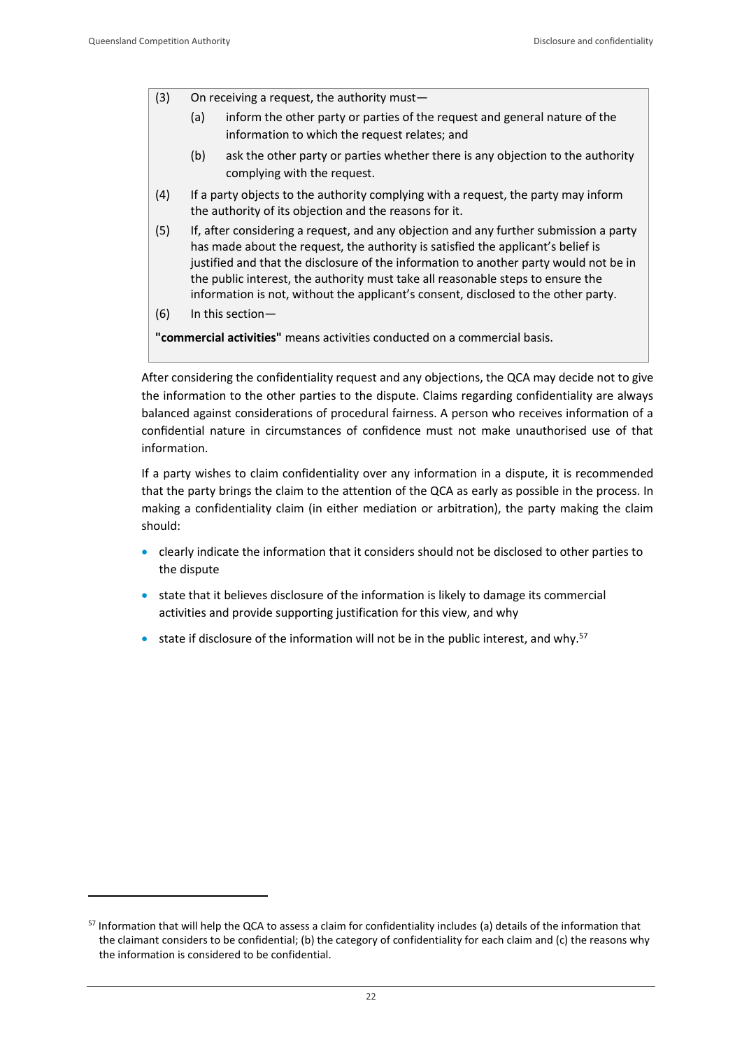(3) On receiving a request, the authority must—

(a) inform the other party or parties of the request and general nature of the information to which the request relates; and

(b) ask the other party or parties whether there is any objection to the authority complying with the request.

(4) If a party objects to the authority complying with a request, the party may inform the authority of its objection and the reasons for it.

(5) If, after considering a request, and any objection and any further submission a party has made about the request, the authority is satisfied the applicant's belief is justified and that the disclosure of the information to another party would not be in the public interest, the authority must take all reasonable steps to ensure the information is not, without the applicant's consent, disclosed to the other party.

(6) In this section—

**"commercial activities"** means activities conducted on a commercial basis.

After considering the confidentiality request and any objections, the QCA may decide not to give the information to the other parties to the dispute. Claims regarding confidentiality are always balanced against considerations of procedural fairness. A person who receives information of a confidential nature in circumstances of confidence must not make unauthorised use of that information.

If a party wishes to claim confidentiality over any information in a dispute, it is recommended that the party brings the claim to the attention of the QCA as early as possible in the process. In making a confidentiality claim (in either mediation or arbitration), the party making the claim should:

- clearly indicate the information that it considers should not be disclosed to other parties to the dispute
- state that it believes disclosure of the information is likely to damage its commercial activities and provide supporting justification for this view, and why
- state if disclosure of the information will not be in the public interest, and why.[57]

[57] Information that will help the QCA to assess a claim for confidentiality includes (a) details of the information that the claimant considers to be confidential; (b) the category of confidentiality for each claim and (c) the reasons why the information is considered to be confidential.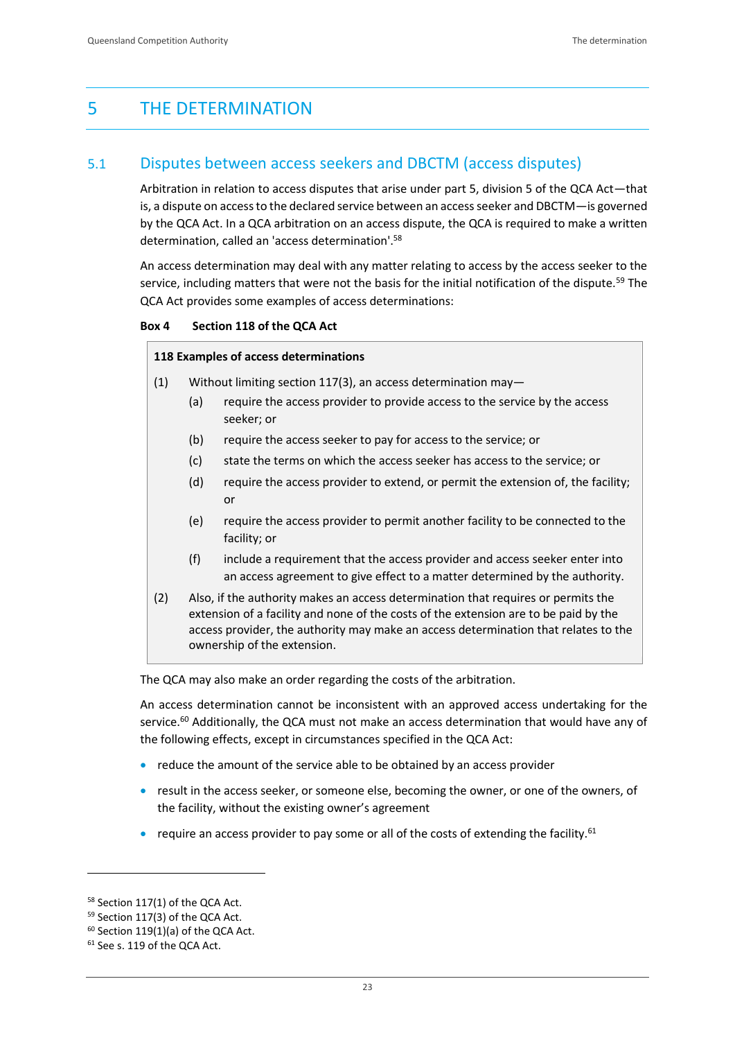# 5 THE DETERMINATION

## 5.1 Disputes between access seekers and DBCTM (access disputes)

Arbitration in relation to access disputes that arise under part 5, division 5 of the QCA Act—that is, a dispute on access to the declared service between an access seeker and DBCTM—is governed by the QCA Act. In a QCA arbitration on an access dispute, the QCA is required to make a written determination, called an 'access determination'.[58]

An access determination may deal with any matter relating to access by the access seeker to the service, including matters that were not the basis for the initial notification of the dispute.[59] The QCA Act provides some examples of access determinations:

**Box 4 Section 118 of the QCA Act**

> **118 Examples of access determinations**
>
> (1) Without limiting section 117(3), an access determination may—
>
> (a) require the access provider to provide access to the service by the access seeker; or
>
> (b) require the access seeker to pay for access to the service; or
>
> (c) state the terms on which the access seeker has access to the service; or
>
> (d) require the access provider to extend, or permit the extension of, the facility; or
>
> (e) require the access provider to permit another facility to be connected to the facility; or
>
> (f) include a requirement that the access provider and access seeker enter into an access agreement to give effect to a matter determined by the authority.
>
> (2) Also, if the authority makes an access determination that requires or permits the extension of a facility and none of the costs of the extension are to be paid by the access provider, the authority may make an access determination that relates to the ownership of the extension.

The QCA may also make an order regarding the costs of the arbitration.

An access determination cannot be inconsistent with an approved access undertaking for the service.[60] Additionally, the QCA must not make an access determination that would have any of the following effects, except in circumstances specified in the QCA Act:

- reduce the amount of the service able to be obtained by an access provider
- result in the access seeker, or someone else, becoming the owner, or one of the owners, of the facility, without the existing owner's agreement
- require an access provider to pay some or all of the costs of extending the facility.[61]

---

[58] Section 117(1) of the QCA Act.

[59] Section 117(3) of the QCA Act.

[60] Section 119(1)(a) of the QCA Act.

[61] See s. 119 of the QCA Act.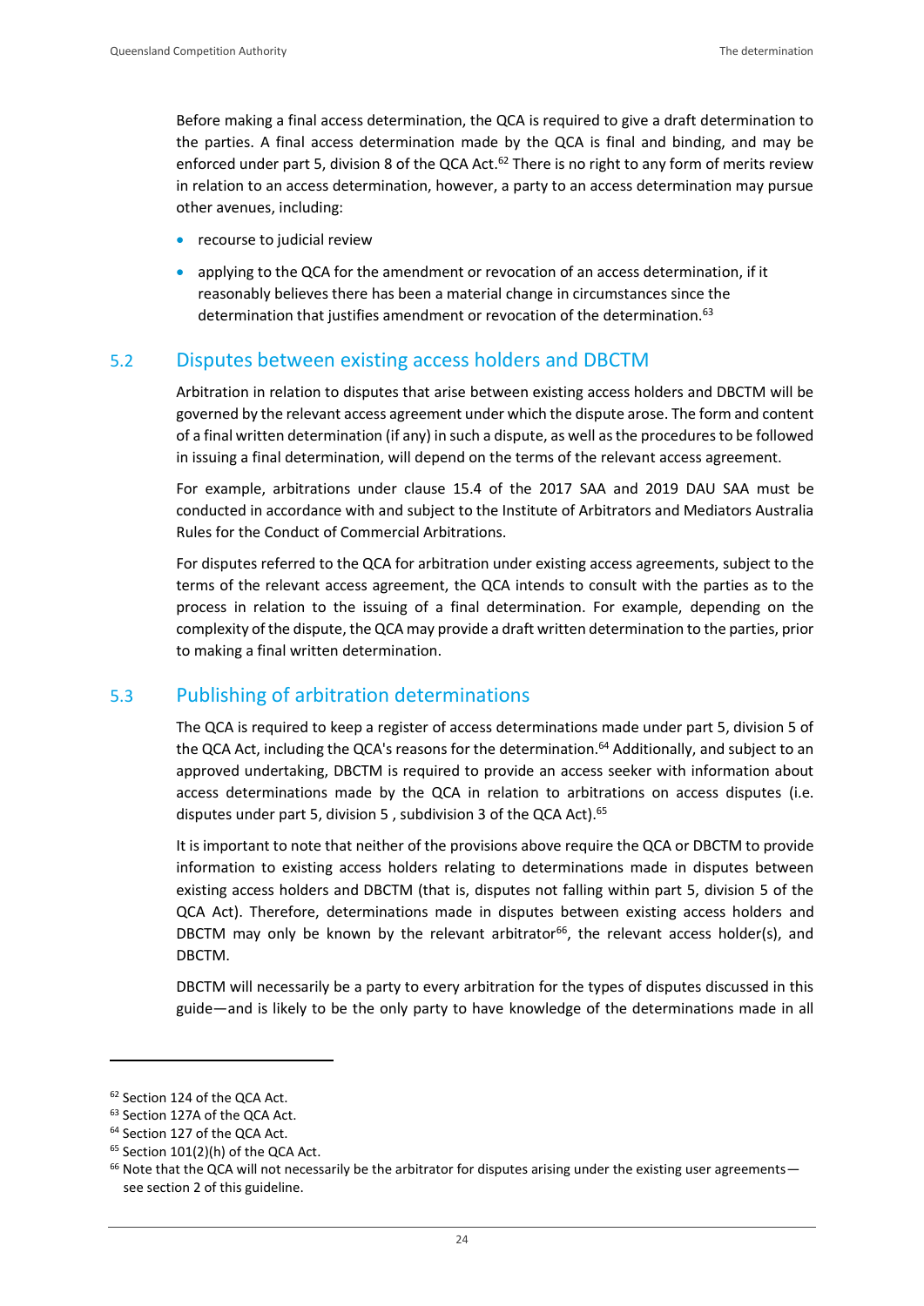Before making a final access determination, the QCA is required to give a draft determination to the parties. A final access determination made by the QCA is final and binding, and may be enforced under part 5, division 8 of the QCA Act.[62] There is no right to any form of merits review in relation to an access determination, however, a party to an access determination may pursue other avenues, including:

- recourse to judicial review
- applying to the QCA for the amendment or revocation of an access determination, if it reasonably believes there has been a material change in circumstances since the determination that justifies amendment or revocation of the determination.[63]

## 5.2 Disputes between existing access holders and DBCTM

Arbitration in relation to disputes that arise between existing access holders and DBCTM will be governed by the relevant access agreement under which the dispute arose. The form and content of a final written determination (if any) in such a dispute, as well as the procedures to be followed in issuing a final determination, will depend on the terms of the relevant access agreement.

For example, arbitrations under clause 15.4 of the 2017 SAA and 2019 DAU SAA must be conducted in accordance with and subject to the Institute of Arbitrators and Mediators Australia Rules for the Conduct of Commercial Arbitrations.

For disputes referred to the QCA for arbitration under existing access agreements, subject to the terms of the relevant access agreement, the QCA intends to consult with the parties as to the process in relation to the issuing of a final determination. For example, depending on the complexity of the dispute, the QCA may provide a draft written determination to the parties, prior to making a final written determination.

## 5.3 Publishing of arbitration determinations

The QCA is required to keep a register of access determinations made under part 5, division 5 of the QCA Act, including the QCA's reasons for the determination.[64] Additionally, and subject to an approved undertaking, DBCTM is required to provide an access seeker with information about access determinations made by the QCA in relation to arbitrations on access disputes (i.e. disputes under part 5, division 5 , subdivision 3 of the QCA Act).[65]

It is important to note that neither of the provisions above require the QCA or DBCTM to provide information to existing access holders relating to determinations made in disputes between existing access holders and DBCTM (that is, disputes not falling within part 5, division 5 of the QCA Act). Therefore, determinations made in disputes between existing access holders and DBCTM may only be known by the relevant arbitrator[66], the relevant access holder(s), and DBCTM.

DBCTM will necessarily be a party to every arbitration for the types of disputes discussed in this guide—and is likely to be the only party to have knowledge of the determinations made in all

---

[62] Section 124 of the QCA Act.

[63] Section 127A of the QCA Act.

[64] Section 127 of the QCA Act.

[65] Section 101(2)(h) of the QCA Act.

[66] Note that the QCA will not necessarily be the arbitrator for disputes arising under the existing user agreements—see section 2 of this guideline.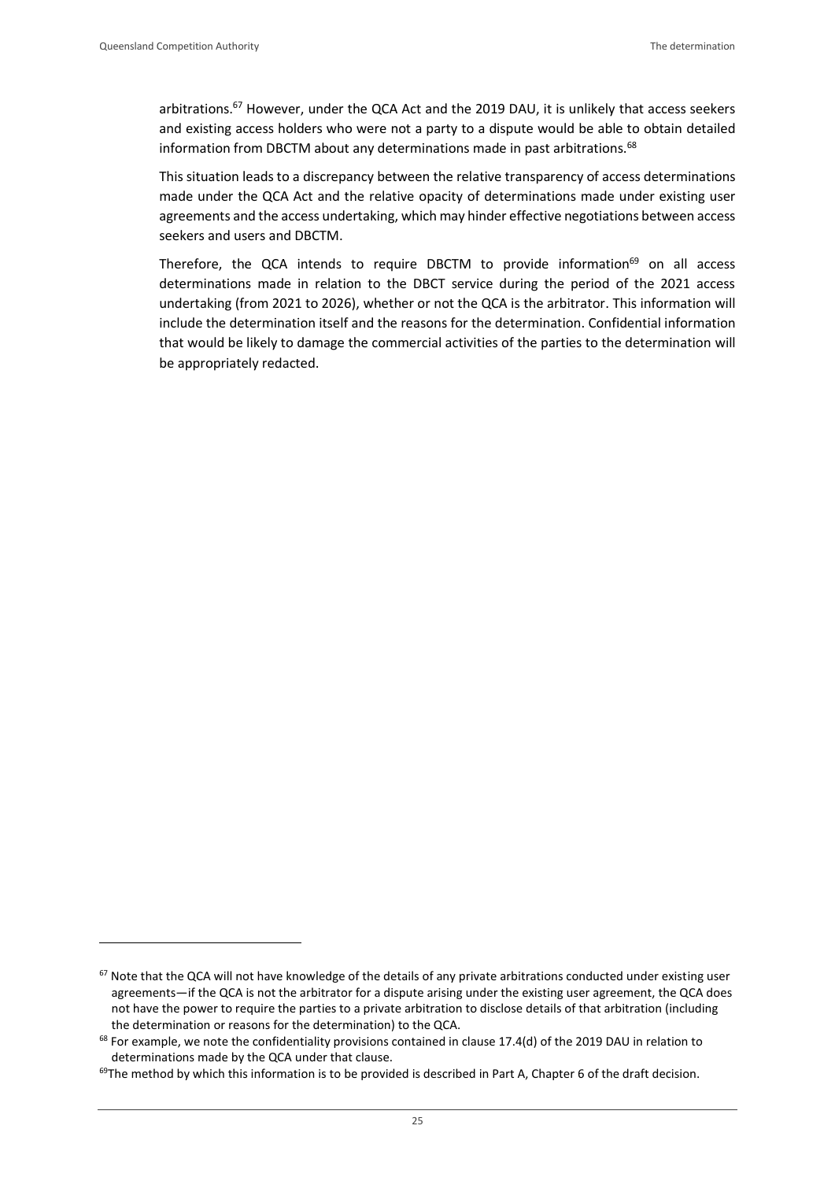arbitrations.[67] However, under the QCA Act and the 2019 DAU, it is unlikely that access seekers and existing access holders who were not a party to a dispute would be able to obtain detailed information from DBCTM about any determinations made in past arbitrations.[68]

This situation leads to a discrepancy between the relative transparency of access determinations made under the QCA Act and the relative opacity of determinations made under existing user agreements and the access undertaking, which may hinder effective negotiations between access seekers and users and DBCTM.

Therefore, the QCA intends to require DBCTM to provide information[69] on all access determinations made in relation to the DBCT service during the period of the 2021 access undertaking (from 2021 to 2026), whether or not the QCA is the arbitrator. This information will include the determination itself and the reasons for the determination. Confidential information that would be likely to damage the commercial activities of the parties to the determination will be appropriately redacted.

---

[67] Note that the QCA will not have knowledge of the details of any private arbitrations conducted under existing user agreements—if the QCA is not the arbitrator for a dispute arising under the existing user agreement, the QCA does not have the power to require the parties to a private arbitration to disclose details of that arbitration (including the determination or reasons for the determination) to the QCA.

[68] For example, we note the confidentiality provisions contained in clause 17.4(d) of the 2019 DAU in relation to determinations made by the QCA under that clause.

[69] The method by which this information is to be provided is described in Part A, Chapter 6 of the draft decision.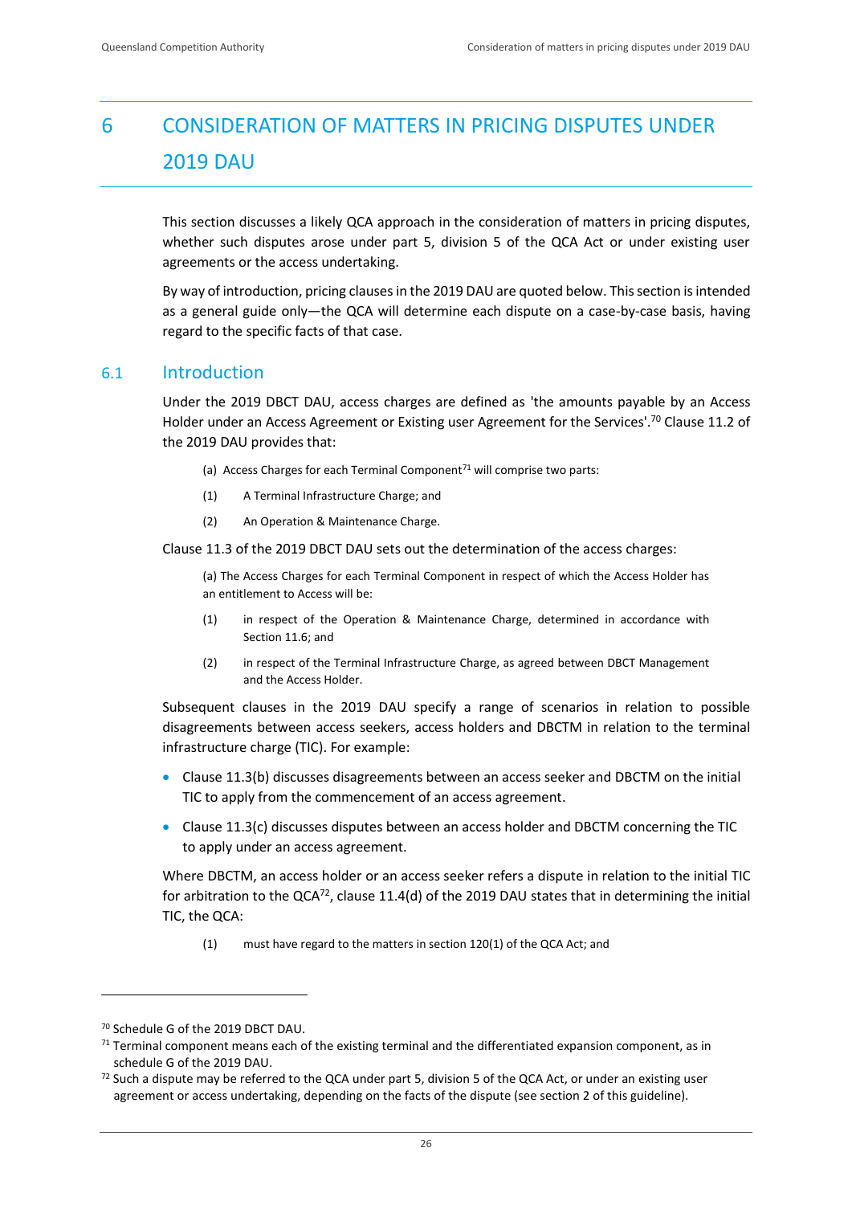# 6 CONSIDERATION OF MATTERS IN PRICING DISPUTES UNDER 2019 DAU

This section discusses a likely QCA approach in the consideration of matters in pricing disputes, whether such disputes arose under part 5, division 5 of the QCA Act or under existing user agreements or the access undertaking.

By way of introduction, pricing clauses in the 2019 DAU are quoted below. This section is intended as a general guide only—the QCA will determine each dispute on a case-by-case basis, having regard to the specific facts of that case.

## 6.1 Introduction

Under the 2019 DBCT DAU, access charges are defined as 'the amounts payable by an Access Holder under an Access Agreement or Existing user Agreement for the Services'.[70] Clause 11.2 of the 2019 DAU provides that:

> (a) Access Charges for each Terminal Component[71] will comprise two parts:
>
> (1) A Terminal Infrastructure Charge; and
>
> (2) An Operation & Maintenance Charge.

Clause 11.3 of the 2019 DBCT DAU sets out the determination of the access charges:

> (a) The Access Charges for each Terminal Component in respect of which the Access Holder has an entitlement to Access will be:
>
> (1) in respect of the Operation & Maintenance Charge, determined in accordance with Section 11.6; and
>
> (2) in respect of the Terminal Infrastructure Charge, as agreed between DBCT Management and the Access Holder.

Subsequent clauses in the 2019 DAU specify a range of scenarios in relation to possible disagreements between access seekers, access holders and DBCTM in relation to the terminal infrastructure charge (TIC). For example:

- Clause 11.3(b) discusses disagreements between an access seeker and DBCTM on the initial TIC to apply from the commencement of an access agreement.
- Clause 11.3(c) discusses disputes between an access holder and DBCTM concerning the TIC to apply under an access agreement.

Where DBCTM, an access holder or an access seeker refers a dispute in relation to the initial TIC for arbitration to the QCA[72], clause 11.4(d) of the 2019 DAU states that in determining the initial TIC, the QCA:

> (1) must have regard to the matters in section 120(1) of the QCA Act; and

---

[70] Schedule G of the 2019 DBCT DAU.

[71] Terminal component means each of the existing terminal and the differentiated expansion component, as in schedule G of the 2019 DAU.

[72] Such a dispute may be referred to the QCA under part 5, division 5 of the QCA Act, or under an existing user agreement or access undertaking, depending on the facts of the dispute (see section 2 of this guideline).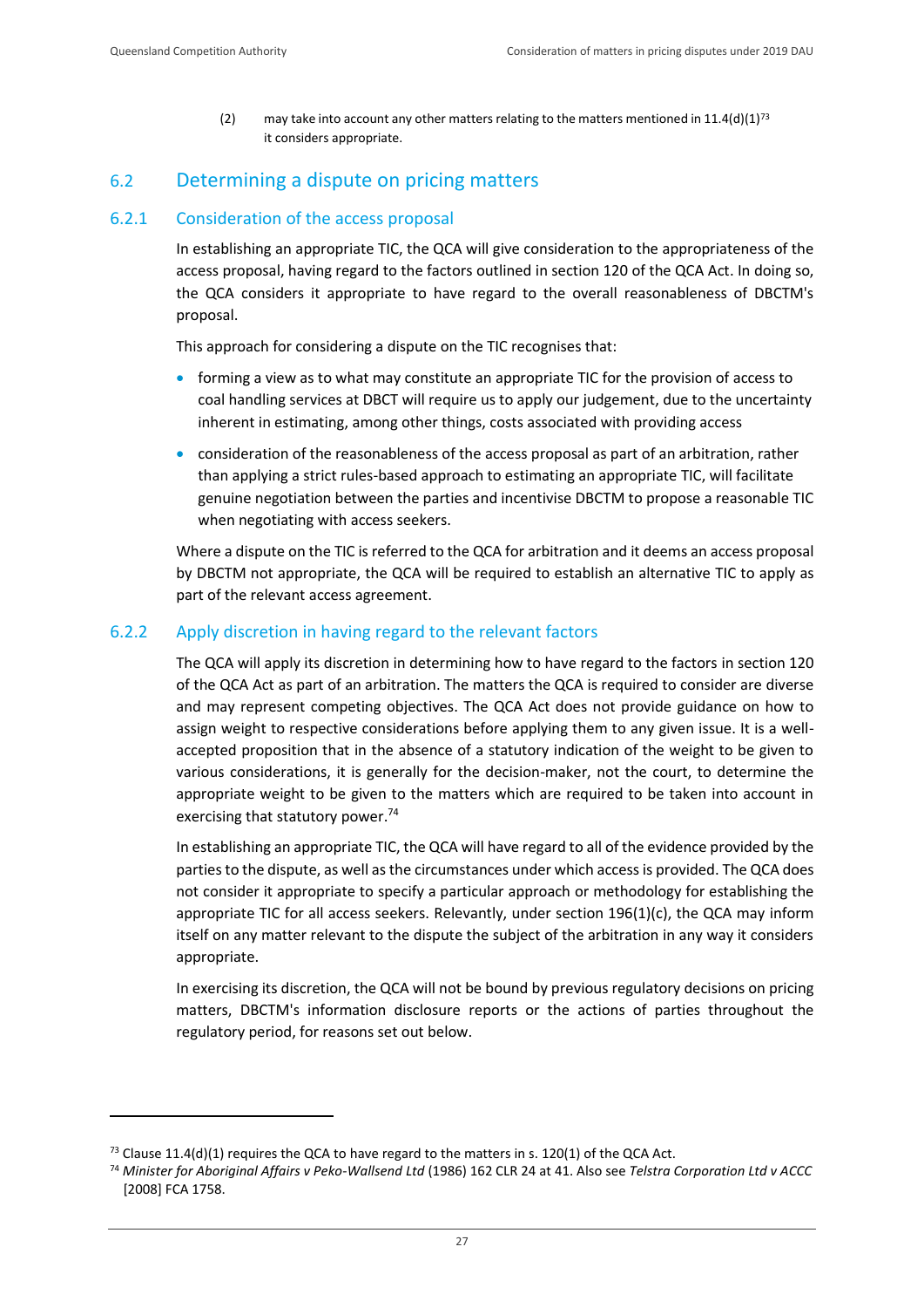(2) may take into account any other matters relating to the matters mentioned in 11.4(d)(1)[73] it considers appropriate.

## 6.2 Determining a dispute on pricing matters

### 6.2.1 Consideration of the access proposal

In establishing an appropriate TIC, the QCA will give consideration to the appropriateness of the access proposal, having regard to the factors outlined in section 120 of the QCA Act. In doing so, the QCA considers it appropriate to have regard to the overall reasonableness of DBCTM's proposal.

This approach for considering a dispute on the TIC recognises that:

- forming a view as to what may constitute an appropriate TIC for the provision of access to coal handling services at DBCT will require us to apply our judgement, due to the uncertainty inherent in estimating, among other things, costs associated with providing access
- consideration of the reasonableness of the access proposal as part of an arbitration, rather than applying a strict rules-based approach to estimating an appropriate TIC, will facilitate genuine negotiation between the parties and incentivise DBCTM to propose a reasonable TIC when negotiating with access seekers.

Where a dispute on the TIC is referred to the QCA for arbitration and it deems an access proposal by DBCTM not appropriate, the QCA will be required to establish an alternative TIC to apply as part of the relevant access agreement.

### 6.2.2 Apply discretion in having regard to the relevant factors

The QCA will apply its discretion in determining how to have regard to the factors in section 120 of the QCA Act as part of an arbitration. The matters the QCA is required to consider are diverse and may represent competing objectives. The QCA Act does not provide guidance on how to assign weight to respective considerations before applying them to any given issue. It is a well-accepted proposition that in the absence of a statutory indication of the weight to be given to various considerations, it is generally for the decision-maker, not the court, to determine the appropriate weight to be given to the matters which are required to be taken into account in exercising that statutory power.[74]

In establishing an appropriate TIC, the QCA will have regard to all of the evidence provided by the parties to the dispute, as well as the circumstances under which access is provided. The QCA does not consider it appropriate to specify a particular approach or methodology for establishing the appropriate TIC for all access seekers. Relevantly, under section 196(1)(c), the QCA may inform itself on any matter relevant to the dispute the subject of the arbitration in any way it considers appropriate.

In exercising its discretion, the QCA will not be bound by previous regulatory decisions on pricing matters, DBCTM's information disclosure reports or the actions of parties throughout the regulatory period, for reasons set out below.

---

[73] Clause 11.4(d)(1) requires the QCA to have regard to the matters in s. 120(1) of the QCA Act.

[74] *Minister for Aboriginal Affairs v Peko-Wallsend Ltd* (1986) 162 CLR 24 at 41. Also see *Telstra Corporation Ltd v ACCC* [2008] FCA 1758.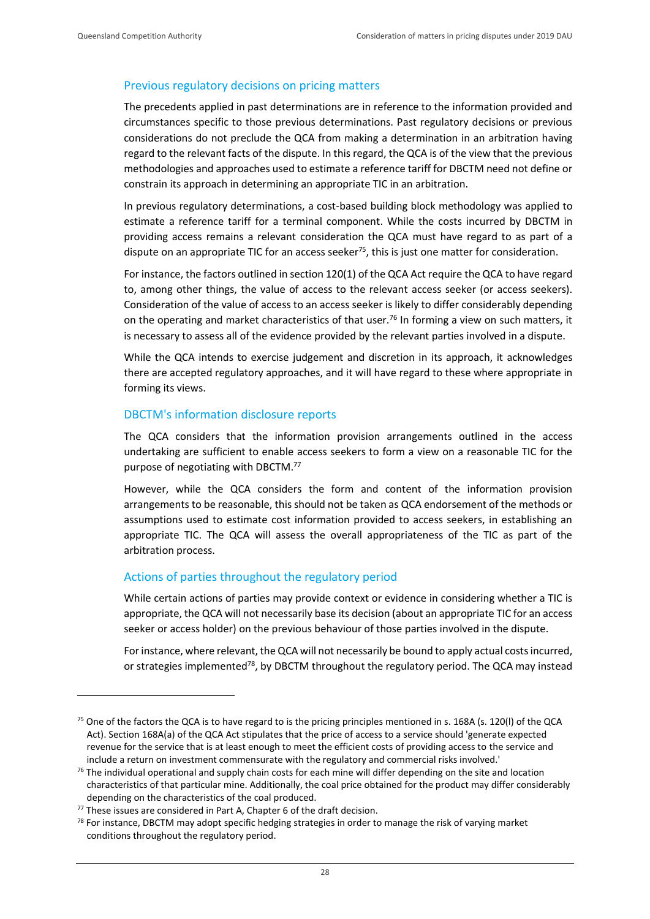### Previous regulatory decisions on pricing matters

The precedents applied in past determinations are in reference to the information provided and circumstances specific to those previous determinations. Past regulatory decisions or previous considerations do not preclude the QCA from making a determination in an arbitration having regard to the relevant facts of the dispute. In this regard, the QCA is of the view that the previous methodologies and approaches used to estimate a reference tariff for DBCTM need not define or constrain its approach in determining an appropriate TIC in an arbitration.

In previous regulatory determinations, a cost-based building block methodology was applied to estimate a reference tariff for a terminal component. While the costs incurred by DBCTM in providing access remains a relevant consideration the QCA must have regard to as part of a dispute on an appropriate TIC for an access seeker[75], this is just one matter for consideration.

For instance, the factors outlined in section 120(1) of the QCA Act require the QCA to have regard to, among other things, the value of access to the relevant access seeker (or access seekers). Consideration of the value of access to an access seeker is likely to differ considerably depending on the operating and market characteristics of that user.[76] In forming a view on such matters, it is necessary to assess all of the evidence provided by the relevant parties involved in a dispute.

While the QCA intends to exercise judgement and discretion in its approach, it acknowledges there are accepted regulatory approaches, and it will have regard to these where appropriate in forming its views.

### DBCTM's information disclosure reports

The QCA considers that the information provision arrangements outlined in the access undertaking are sufficient to enable access seekers to form a view on a reasonable TIC for the purpose of negotiating with DBCTM.[77]

However, while the QCA considers the form and content of the information provision arrangements to be reasonable, this should not be taken as QCA endorsement of the methods or assumptions used to estimate cost information provided to access seekers, in establishing an appropriate TIC. The QCA will assess the overall appropriateness of the TIC as part of the arbitration process.

### Actions of parties throughout the regulatory period

While certain actions of parties may provide context or evidence in considering whether a TIC is appropriate, the QCA will not necessarily base its decision (about an appropriate TIC for an access seeker or access holder) on the previous behaviour of those parties involved in the dispute.

For instance, where relevant, the QCA will not necessarily be bound to apply actual costs incurred, or strategies implemented[78], by DBCTM throughout the regulatory period. The QCA may instead

---

[75] One of the factors the QCA is to have regard to is the pricing principles mentioned in s. 168A (s. 120(l) of the QCA Act). Section 168A(a) of the QCA Act stipulates that the price of access to a service should 'generate expected revenue for the service that is at least enough to meet the efficient costs of providing access to the service and include a return on investment commensurate with the regulatory and commercial risks involved.'

[76] The individual operational and supply chain costs for each mine will differ depending on the site and location characteristics of that particular mine. Additionally, the coal price obtained for the product may differ considerably depending on the characteristics of the coal produced.

[77] These issues are considered in Part A, Chapter 6 of the draft decision.

[78] For instance, DBCTM may adopt specific hedging strategies in order to manage the risk of varying market conditions throughout the regulatory period.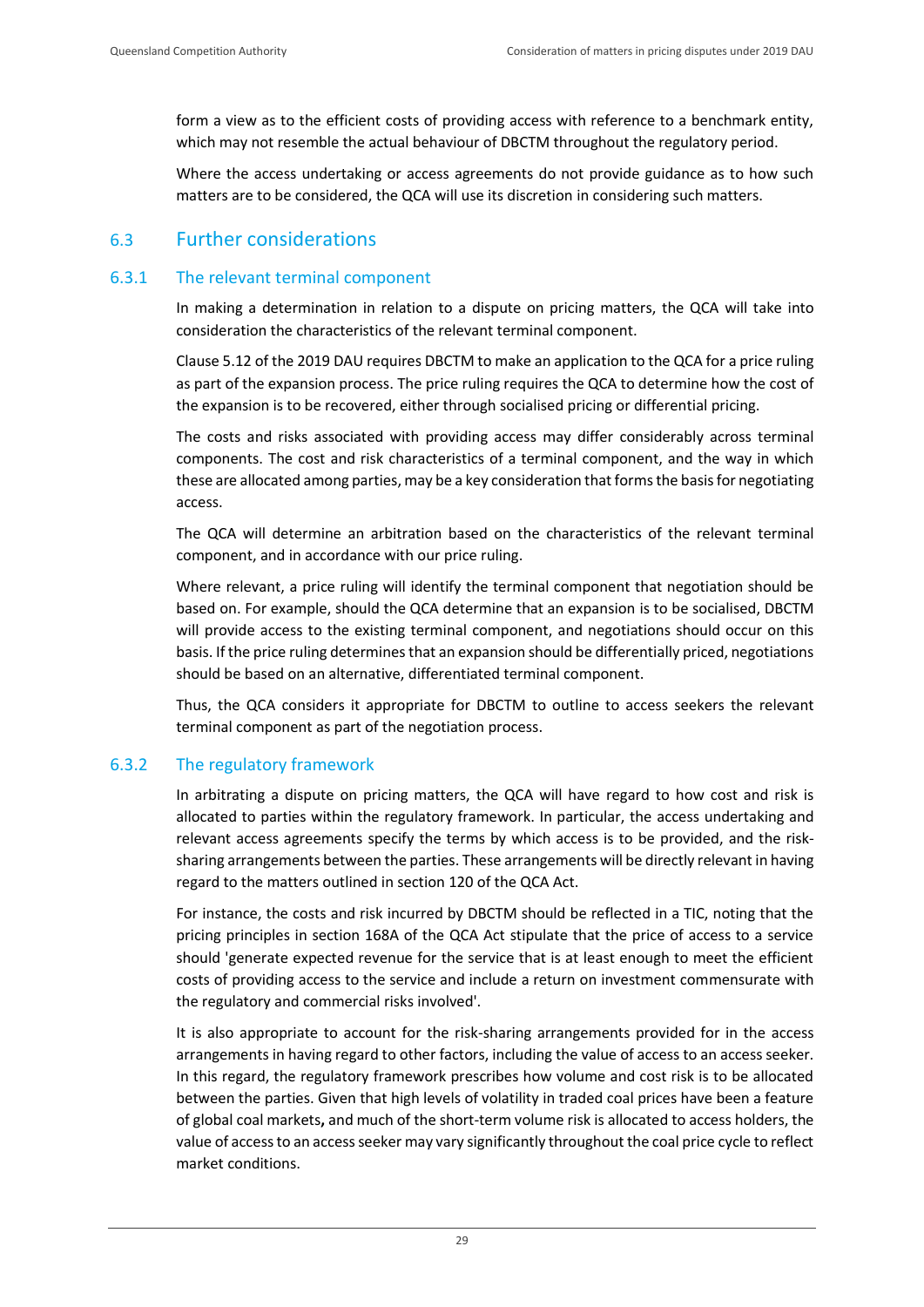form a view as to the efficient costs of providing access with reference to a benchmark entity, which may not resemble the actual behaviour of DBCTM throughout the regulatory period.

Where the access undertaking or access agreements do not provide guidance as to how such matters are to be considered, the QCA will use its discretion in considering such matters.

## 6.3 Further considerations

### 6.3.1 The relevant terminal component

In making a determination in relation to a dispute on pricing matters, the QCA will take into consideration the characteristics of the relevant terminal component.

Clause 5.12 of the 2019 DAU requires DBCTM to make an application to the QCA for a price ruling as part of the expansion process. The price ruling requires the QCA to determine how the cost of the expansion is to be recovered, either through socialised pricing or differential pricing.

The costs and risks associated with providing access may differ considerably across terminal components. The cost and risk characteristics of a terminal component, and the way in which these are allocated among parties, may be a key consideration that forms the basis for negotiating access.

The QCA will determine an arbitration based on the characteristics of the relevant terminal component, and in accordance with our price ruling.

Where relevant, a price ruling will identify the terminal component that negotiation should be based on. For example, should the QCA determine that an expansion is to be socialised, DBCTM will provide access to the existing terminal component, and negotiations should occur on this basis. If the price ruling determines that an expansion should be differentially priced, negotiations should be based on an alternative, differentiated terminal component.

Thus, the QCA considers it appropriate for DBCTM to outline to access seekers the relevant terminal component as part of the negotiation process.

### 6.3.2 The regulatory framework

In arbitrating a dispute on pricing matters, the QCA will have regard to how cost and risk is allocated to parties within the regulatory framework. In particular, the access undertaking and relevant access agreements specify the terms by which access is to be provided, and the risk-sharing arrangements between the parties. These arrangements will be directly relevant in having regard to the matters outlined in section 120 of the QCA Act.

For instance, the costs and risk incurred by DBCTM should be reflected in a TIC, noting that the pricing principles in section 168A of the QCA Act stipulate that the price of access to a service should 'generate expected revenue for the service that is at least enough to meet the efficient costs of providing access to the service and include a return on investment commensurate with the regulatory and commercial risks involved'.

It is also appropriate to account for the risk-sharing arrangements provided for in the access arrangements in having regard to other factors, including the value of access to an access seeker. In this regard, the regulatory framework prescribes how volume and cost risk is to be allocated between the parties. Given that high levels of volatility in traded coal prices have been a feature of global coal markets**,** and much of the short-term volume risk is allocated to access holders, the value of access to an access seeker may vary significantly throughout the coal price cycle to reflect market conditions.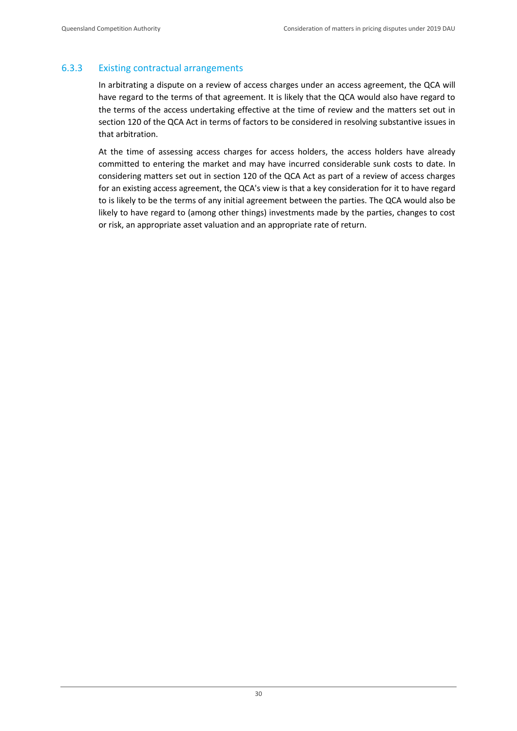### 6.3.3 Existing contractual arrangements

In arbitrating a dispute on a review of access charges under an access agreement, the QCA will have regard to the terms of that agreement. It is likely that the QCA would also have regard to the terms of the access undertaking effective at the time of review and the matters set out in section 120 of the QCA Act in terms of factors to be considered in resolving substantive issues in that arbitration.

At the time of assessing access charges for access holders, the access holders have already committed to entering the market and may have incurred considerable sunk costs to date. In considering matters set out in section 120 of the QCA Act as part of a review of access charges for an existing access agreement, the QCA's view is that a key consideration for it to have regard to is likely to be the terms of any initial agreement between the parties. The QCA would also be likely to have regard to (among other things) investments made by the parties, changes to cost or risk, an appropriate asset valuation and an appropriate rate of return.